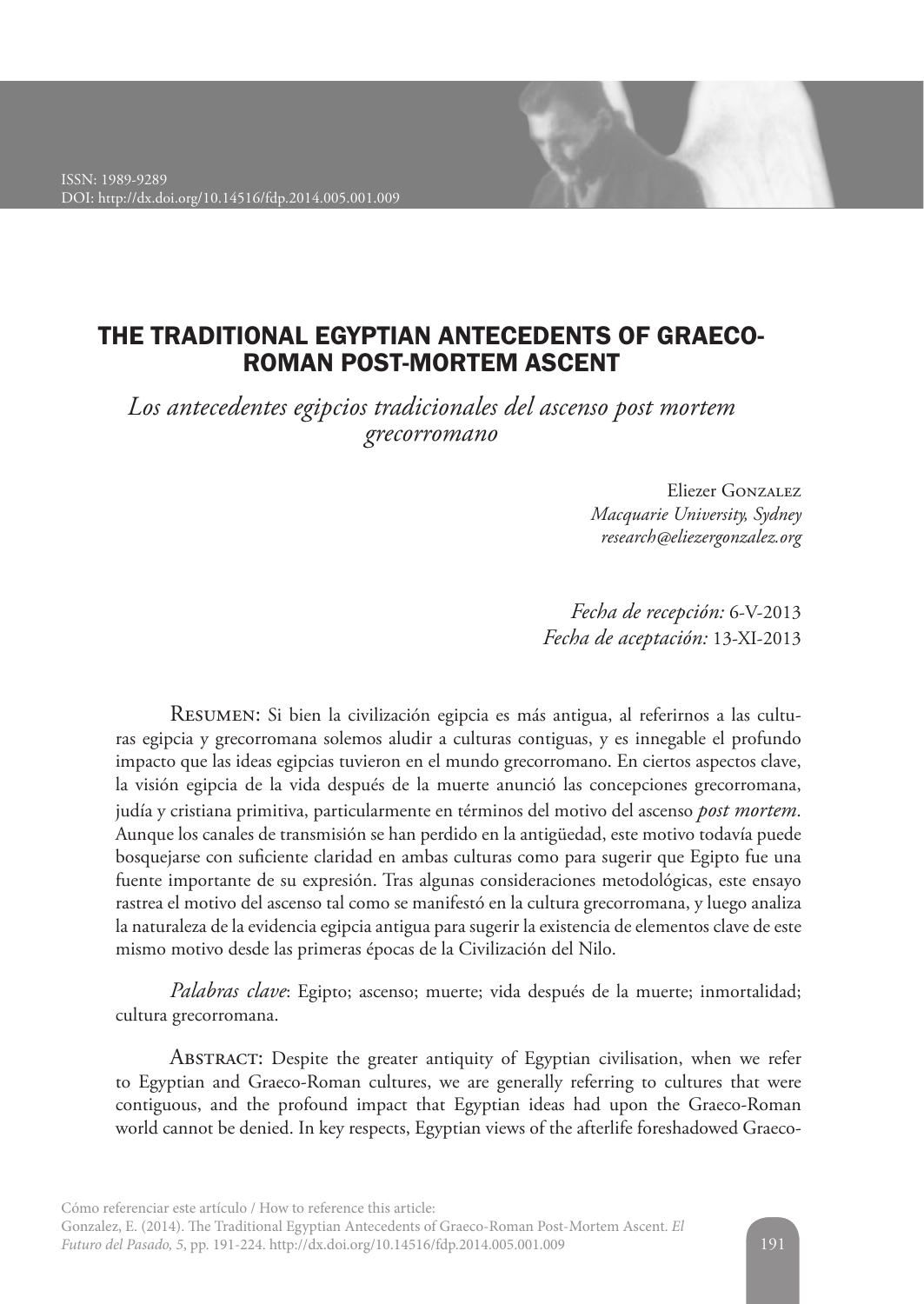ISSN: 1989-9289
DOI: http://dx.doi.org/10.14516/fdp.2014.005.001.009

# THE TRADITIONAL EGYPTIAN ANTECEDENTS OF GRAECO-ROMAN POST-MORTEM ASCENT

## *Los antecedentes egipcios tradicionales del ascenso post mortem grecorromano*

Eliezer Gonzalez
*Macquarie University, Sydney*
*research@eliezergonzalez.org*

*Fecha de recepción:* 6-V-2013
*Fecha de aceptación:* 13-XI-2013

Resumen: Si bien la civilización egipcia es más antigua, al referirnos a las culturas egipcia y grecorromana solemos aludir a culturas contiguas, y es innegable el profundo impacto que las ideas egipcias tuvieron en el mundo grecorromano. En ciertos aspectos clave, la visión egipcia de la vida después de la muerte anunció las concepciones grecorromana, judía y cristiana primitiva, particularmente en términos del motivo del ascenso *post mortem*. Aunque los canales de transmisión se han perdido en la antigüedad, este motivo todavía puede bosquejarse con suficiente claridad en ambas culturas como para sugerir que Egipto fue una fuente importante de su expresión. Tras algunas consideraciones metodológicas, este ensayo rastrea el motivo del ascenso tal como se manifestó en la cultura grecorromana, y luego analiza la naturaleza de la evidencia egipcia antigua para sugerir la existencia de elementos clave de este mismo motivo desde las primeras épocas de la Civilización del Nilo.

*Palabras clave*: Egipto; ascenso; muerte; vida después de la muerte; inmortalidad; cultura grecorromana.

Abstract: Despite the greater antiquity of Egyptian civilisation, when we refer to Egyptian and Graeco-Roman cultures, we are generally referring to cultures that were contiguous, and the profound impact that Egyptian ideas had upon the Graeco-Roman world cannot be denied. In key respects, Egyptian views of the afterlife foreshadowed Graeco-

Cómo referenciar este artículo / How to reference this article:
Gonzalez, E. (2014). The Traditional Egyptian Antecedents of Graeco-Roman Post-Mortem Ascent. *El Futuro del Pasado, 5*, pp. 191-224. http://dx.doi.org/10.14516/fdp.2014.005.001.009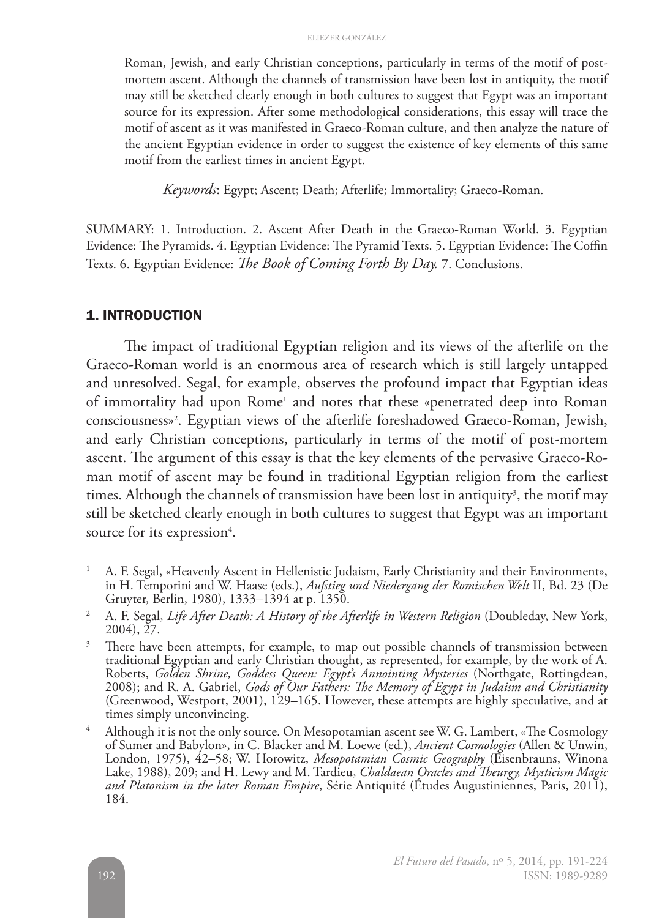Roman, Jewish, and early Christian conceptions, particularly in terms of the motif of post-mortem ascent. Although the channels of transmission have been lost in antiquity, the motif may still be sketched clearly enough in both cultures to suggest that Egypt was an important source for its expression. After some methodological considerations, this essay will trace the motif of ascent as it was manifested in Graeco-Roman culture, and then analyze the nature of the ancient Egyptian evidence in order to suggest the existence of key elements of this same motif from the earliest times in ancient Egypt.

*Keywords*: Egypt; Ascent; Death; Afterlife; Immortality; Graeco-Roman.

SUMMARY: 1. Introduction. 2. Ascent After Death in the Graeco-Roman World. 3. Egyptian Evidence: The Pyramids. 4. Egyptian Evidence: The Pyramid Texts. 5. Egyptian Evidence: The Coffin Texts. 6. Egyptian Evidence: *The Book of Coming Forth By Day.* 7. Conclusions.

## 1. INTRODUCTION

The impact of traditional Egyptian religion and its views of the afterlife on the Graeco-Roman world is an enormous area of research which is still largely untapped and unresolved. Segal, for example, observes the profound impact that Egyptian ideas of immortality had upon Rome[1] and notes that these «penetrated deep into Roman consciousness»[2]. Egyptian views of the afterlife foreshadowed Graeco-Roman, Jewish, and early Christian conceptions, particularly in terms of the motif of post-mortem ascent. The argument of this essay is that the key elements of the pervasive Graeco-Roman motif of ascent may be found in traditional Egyptian religion from the earliest times. Although the channels of transmission have been lost in antiquity[3], the motif may still be sketched clearly enough in both cultures to suggest that Egypt was an important source for its expression[4].

---

[1] A. F. Segal, «Heavenly Ascent in Hellenistic Judaism, Early Christianity and their Environment», in H. Temporini and W. Haase (eds.), *Aufstieg und Niedergang der Romischen Welt* II, Bd. 23 (De Gruyter, Berlin, 1980), 1333–1394 at p. 1350.

[2] A. F. Segal, *Life After Death: A History of the Afterlife in Western Religion* (Doubleday, New York, 2004), 27.

[3] There have been attempts, for example, to map out possible channels of transmission between traditional Egyptian and early Christian thought, as represented, for example, by the work of A. Roberts, *Golden Shrine, Goddess Queen: Egypt's Annointing Mysteries* (Northgate, Rottingdean, 2008); and R. A. Gabriel, *Gods of Our Fathers: The Memory of Egypt in Judaism and Christianity* (Greenwood, Westport, 2001), 129–165. However, these attempts are highly speculative, and at times simply unconvincing.

[4] Although it is not the only source. On Mesopotamian ascent see W. G. Lambert, «The Cosmology of Sumer and Babylon», in C. Blacker and M. Loewe (ed.), *Ancient Cosmologies* (Allen & Unwin, London, 1975), 42–58; W. Horowitz, *Mesopotamian Cosmic Geography* (Eisenbrauns, Winona Lake, 1988), 209; and H. Lewy and M. Tardieu, *Chaldaean Oracles and Theurgy, Mysticism Magic and Platonism in the later Roman Empire*, Série Antiquité (Études Augustiniennes, Paris, 2011), 184.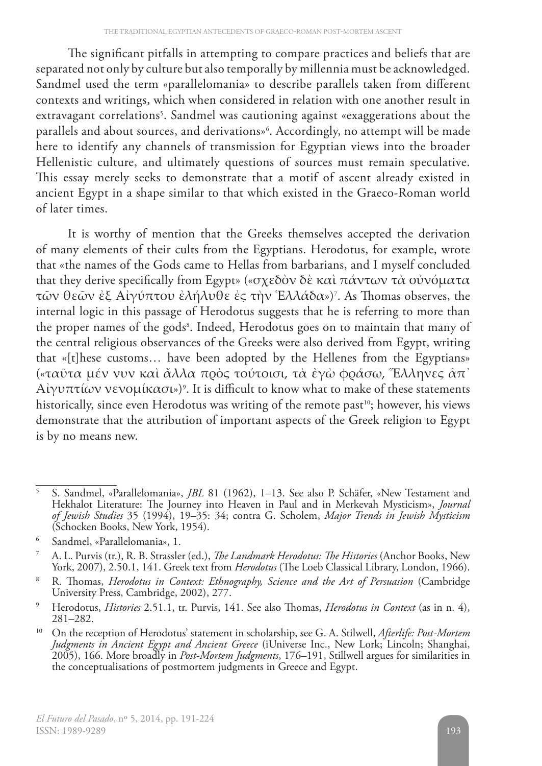The significant pitfalls in attempting to compare practices and beliefs that are separated not only by culture but also temporally by millennia must be acknowledged. Sandmel used the term «parallelomania» to describe parallels taken from different contexts and writings, which when considered in relation with one another result in extravagant correlations[5]. Sandmel was cautioning against «exaggerations about the parallels and about sources, and derivations»[6]. Accordingly, no attempt will be made here to identify any channels of transmission for Egyptian views into the broader Hellenistic culture, and ultimately questions of sources must remain speculative. This essay merely seeks to demonstrate that a motif of ascent already existed in ancient Egypt in a shape similar to that which existed in the Graeco-Roman world of later times.

It is worthy of mention that the Greeks themselves accepted the derivation of many elements of their cults from the Egyptians. Herodotus, for example, wrote that «the names of the Gods came to Hellas from barbarians, and I myself concluded that they derive specifically from Egypt» («σχεδὸν δὲ καὶ πάντων τὰ οὐνόματα τῶν θεῶν ἐξ Αἰγύπτου ἐλήλυθε ἐς τὴν Ἑλλάδα»)[7]. As Thomas observes, the internal logic in this passage of Herodotus suggests that he is referring to more than the proper names of the gods[8]. Indeed, Herodotus goes on to maintain that many of the central religious observances of the Greeks were also derived from Egypt, writing that «[t]hese customs… have been adopted by the Hellenes from the Egyptians» («ταῦτα μέν νυν καὶ ἄλλα πρὸς τούτοισι, τὰ ἐγὼ φράσω, Ἕλληνες ἀπ᾽ Αἰγυπτίων νενομίκασι»)[9]. It is difficult to know what to make of these statements historically, since even Herodotus was writing of the remote past[10]; however, his views demonstrate that the attribution of important aspects of the Greek religion to Egypt is by no means new.

---

[5] S. Sandmel, «Parallelomania», *JBL* 81 (1962), 1–13. See also P. Schäfer, «New Testament and Hekhalot Literature: The Journey into Heaven in Paul and in Merkevah Mysticism», *Journal of Jewish Studies* 35 (1994), 19–35: 34; contra G. Scholem, *Major Trends in Jewish Mysticism* (Schocken Books, New York, 1954).

[6] Sandmel, «Parallelomania», 1.

[7] A. L. Purvis (tr.), R. B. Strassler (ed.), *The Landmark Herodotus: The Histories* (Anchor Books, New York, 2007), 2.50.1, 141. Greek text from *Herodotus* (The Loeb Classical Library, London, 1966).

[8] R. Thomas, *Herodotus in Context: Ethnography, Science and the Art of Persuasion* (Cambridge University Press, Cambridge, 2002), 277.

[9] Herodotus, *Histories* 2.51.1, tr. Purvis, 141. See also Thomas, *Herodotus in Context* (as in n. 4), 281–282.

[10] On the reception of Herodotus' statement in scholarship, see G. A. Stilwell, *Afterlife: Post-Mortem Judgments in Ancient Egypt and Ancient Greece* (iUniverse Inc., New Lork; Lincoln; Shanghai, 2005), 166. More broadly in *Post-Mortem Judgments*, 176–191, Stilwell argues for similarities in the conceptualisations of postmortem judgments in Greece and Egypt.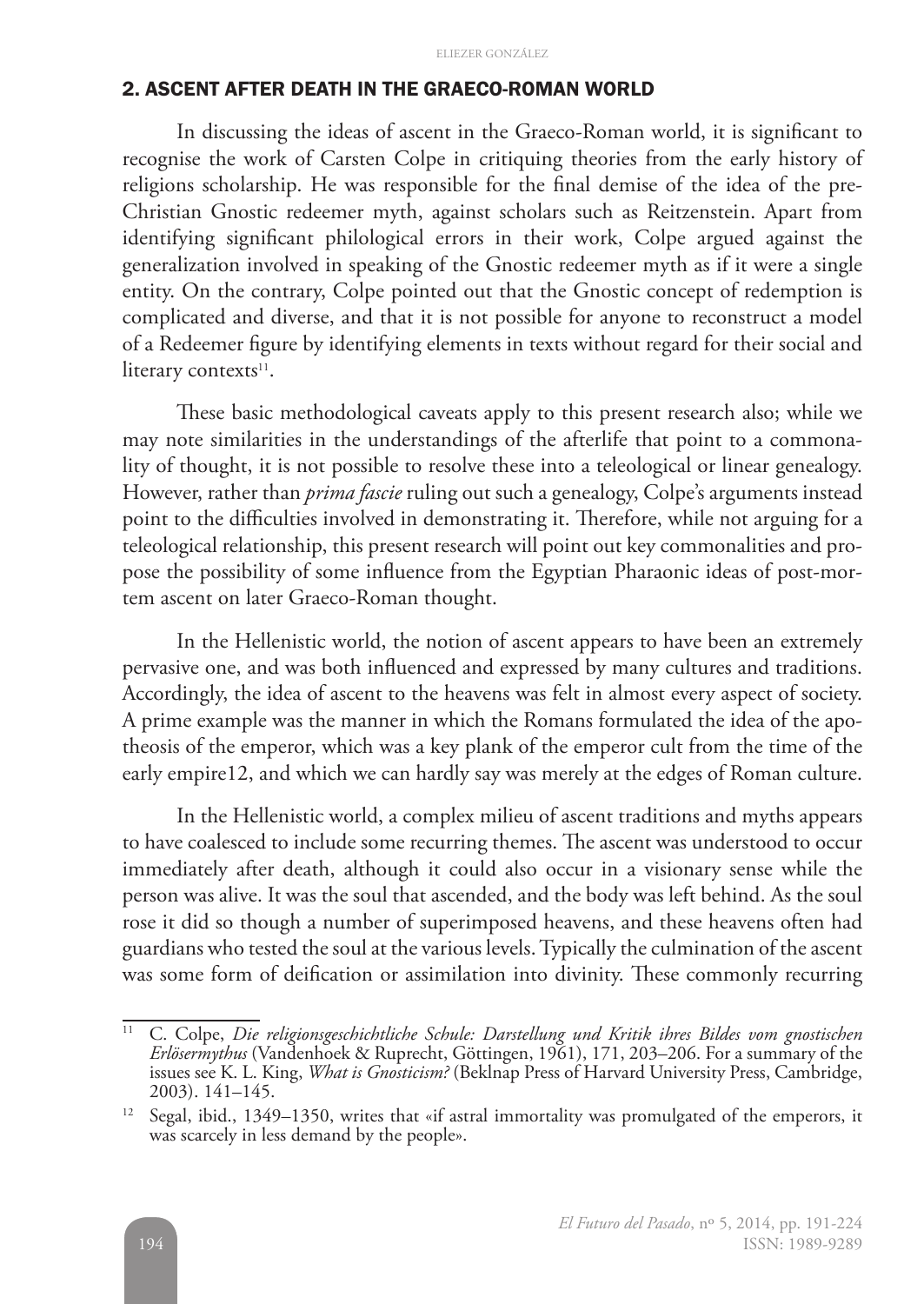## 2. ASCENT AFTER DEATH IN THE GRAECO-ROMAN WORLD

In discussing the ideas of ascent in the Graeco-Roman world, it is significant to recognise the work of Carsten Colpe in critiquing theories from the early history of religions scholarship. He was responsible for the final demise of the idea of the pre-Christian Gnostic redeemer myth, against scholars such as Reitzenstein. Apart from identifying significant philological errors in their work, Colpe argued against the generalization involved in speaking of the Gnostic redeemer myth as if it were a single entity. On the contrary, Colpe pointed out that the Gnostic concept of redemption is complicated and diverse, and that it is not possible for anyone to reconstruct a model of a Redeemer figure by identifying elements in texts without regard for their social and literary contexts[11].

These basic methodological caveats apply to this present research also; while we may note similarities in the understandings of the afterlife that point to a commonality of thought, it is not possible to resolve these into a teleological or linear genealogy. However, rather than *prima fascie* ruling out such a genealogy, Colpe's arguments instead point to the difficulties involved in demonstrating it. Therefore, while not arguing for a teleological relationship, this present research will point out key commonalities and propose the possibility of some influence from the Egyptian Pharaonic ideas of post-mortem ascent on later Graeco-Roman thought.

In the Hellenistic world, the notion of ascent appears to have been an extremely pervasive one, and was both influenced and expressed by many cultures and traditions. Accordingly, the idea of ascent to the heavens was felt in almost every aspect of society. A prime example was the manner in which the Romans formulated the idea of the apotheosis of the emperor, which was a key plank of the emperor cult from the time of the early empire12, and which we can hardly say was merely at the edges of Roman culture.

In the Hellenistic world, a complex milieu of ascent traditions and myths appears to have coalesced to include some recurring themes. The ascent was understood to occur immediately after death, although it could also occur in a visionary sense while the person was alive. It was the soul that ascended, and the body was left behind. As the soul rose it did so though a number of superimposed heavens, and these heavens often had guardians who tested the soul at the various levels. Typically the culmination of the ascent was some form of deification or assimilation into divinity. These commonly recurring

[11] C. Colpe, *Die religionsgeschichtliche Schule: Darstellung und Kritik ihres Bildes vom gnostischen Erlösermythus* (Vandenhoek & Ruprecht, Göttingen, 1961), 171, 203–206. For a summary of the issues see K. L. King, *What is Gnosticism?* (Beklnap Press of Harvard University Press, Cambridge, 2003). 141–145.

[12] Segal, ibid., 1349–1350, writes that «if astral immortality was promulgated of the emperors, it was scarcely in less demand by the people».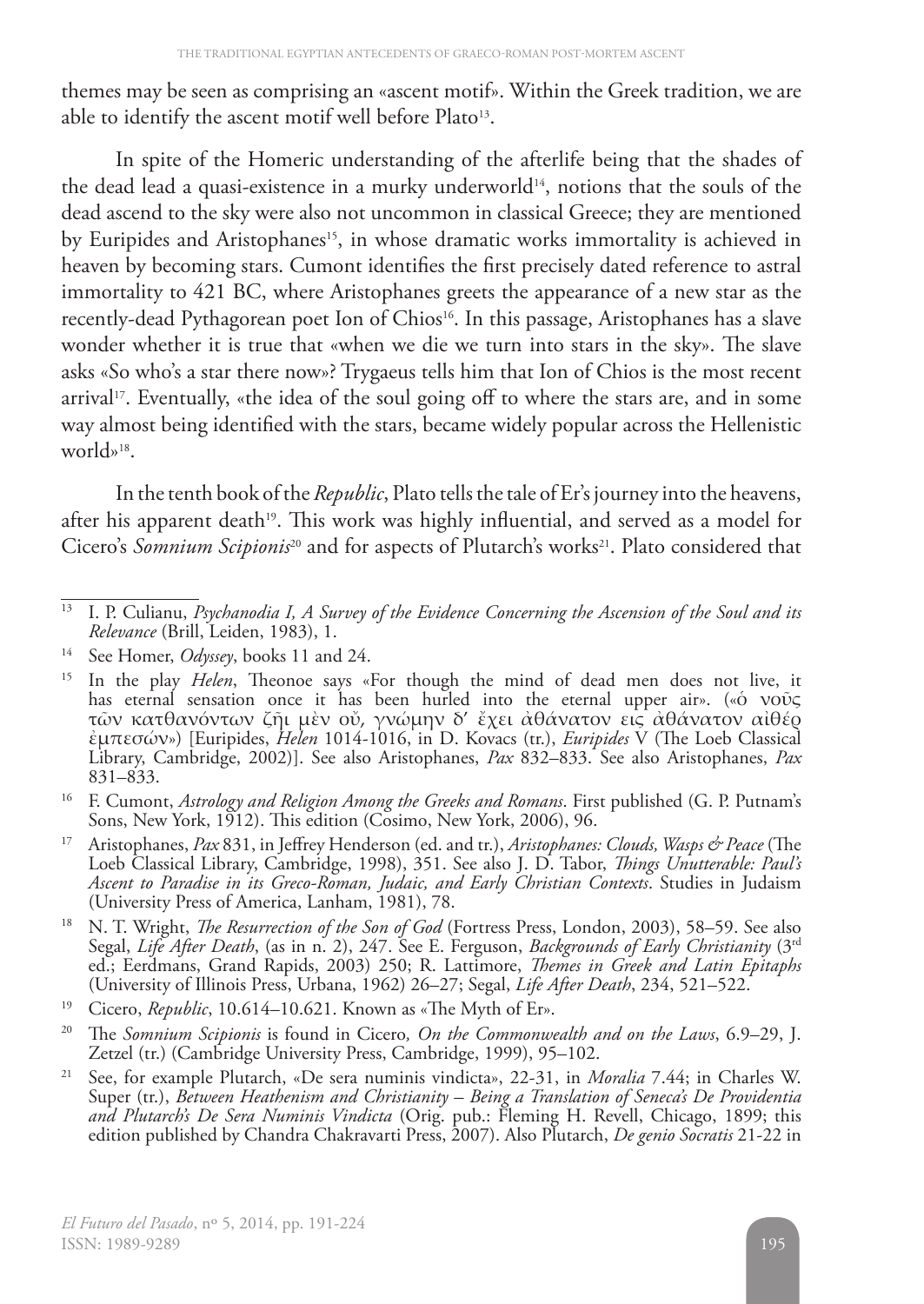themes may be seen as comprising an «ascent motif». Within the Greek tradition, we are able to identify the ascent motif well before Plato[13].

In spite of the Homeric understanding of the afterlife being that the shades of the dead lead a quasi-existence in a murky underworld[14], notions that the souls of the dead ascend to the sky were also not uncommon in classical Greece; they are mentioned by Euripides and Aristophanes[15], in whose dramatic works immortality is achieved in heaven by becoming stars. Cumont identifies the first precisely dated reference to astral immortality to 421 BC, where Aristophanes greets the appearance of a new star as the recently-dead Pythagorean poet Ion of Chios[16]. In this passage, Aristophanes has a slave wonder whether it is true that «when we die we turn into stars in the sky». The slave asks «So who's a star there now»? Trygaeus tells him that Ion of Chios is the most recent arrival[17]. Eventually, «the idea of the soul going off to where the stars are, and in some way almost being identified with the stars, became widely popular across the Hellenistic world»[18].

In the tenth book of the *Republic*, Plato tells the tale of Er's journey into the heavens, after his apparent death[19]. This work was highly influential, and served as a model for Cicero's *Somnium Scipionis*[20] and for aspects of Plutarch's works[21]. Plato considered that

---

[13] I. P. Culianu, *Psychanodia I, A Survey of the Evidence Concerning the Ascension of the Soul and its Relevance* (Brill, Leiden, 1983), 1.

[14] See Homer, *Odyssey*, books 11 and 24.

[15] In the play *Helen*, Theonoe says «For though the mind of dead men does not live, it has eternal sensation once it has been hurled into the eternal upper air». («ὁ νοῦς τῶν κατθανόντων ζῆι μὲν οὔ, γνώμην δ' ἔχει ἀθάνατον εις ἀθάνατον αἰθέρ ἐμπεσών») [Euripides, *Helen* 1014-1016, in D. Kovacs (tr.), *Euripides* V (The Loeb Classical Library, Cambridge, 2002)]. See also Aristophanes, *Pax* 832–833. See also Aristophanes, *Pax* 831–833.

[16] F. Cumont, *Astrology and Religion Among the Greeks and Romans*. First published (G. P. Putnam's Sons, New York, 1912). This edition (Cosimo, New York, 2006), 96.

[17] Aristophanes, *Pax* 831, in Jeffrey Henderson (ed. and tr.), *Aristophanes: Clouds, Wasps & Peace* (The Loeb Classical Library, Cambridge, 1998), 351. See also J. D. Tabor, *Things Unutterable: Paul's Ascent to Paradise in its Greco-Roman, Judaic, and Early Christian Contexts*. Studies in Judaism (University Press of America, Lanham, 1981), 78.

[18] N. T. Wright, *The Resurrection of the Son of God* (Fortress Press, London, 2003), 58–59. See also Segal, *Life After Death*, (as in n. 2), 247. See E. Ferguson, *Backgrounds of Early Christianity* (3rd ed.; Eerdmans, Grand Rapids, 2003) 250; R. Lattimore, *Themes in Greek and Latin Epitaphs* (University of Illinois Press, Urbana, 1962) 26–27; Segal, *Life After Death*, 234, 521–522.

[19] Cicero, *Republic*, 10.614–10.621. Known as «The Myth of Er».

[20] The *Somnium Scipionis* is found in Cicero*, On the Commonwealth and on the Laws*, 6.9–29, J. Zetzel (tr.) (Cambridge University Press, Cambridge, 1999), 95–102.

[21] See, for example Plutarch, «De sera numinis vindicta», 22-31, in *Moralia* 7.44; in Charles W. Super (tr.), *Between Heathenism and Christianity – Being a Translation of Seneca's De Providentia and Plutarch's De Sera Numinis Vindicta* (Orig. pub.: Fleming H. Revell, Chicago, 1899; this edition published by Chandra Chakravarti Press, 2007). Also Plutarch, *De genio Socratis* 21-22 in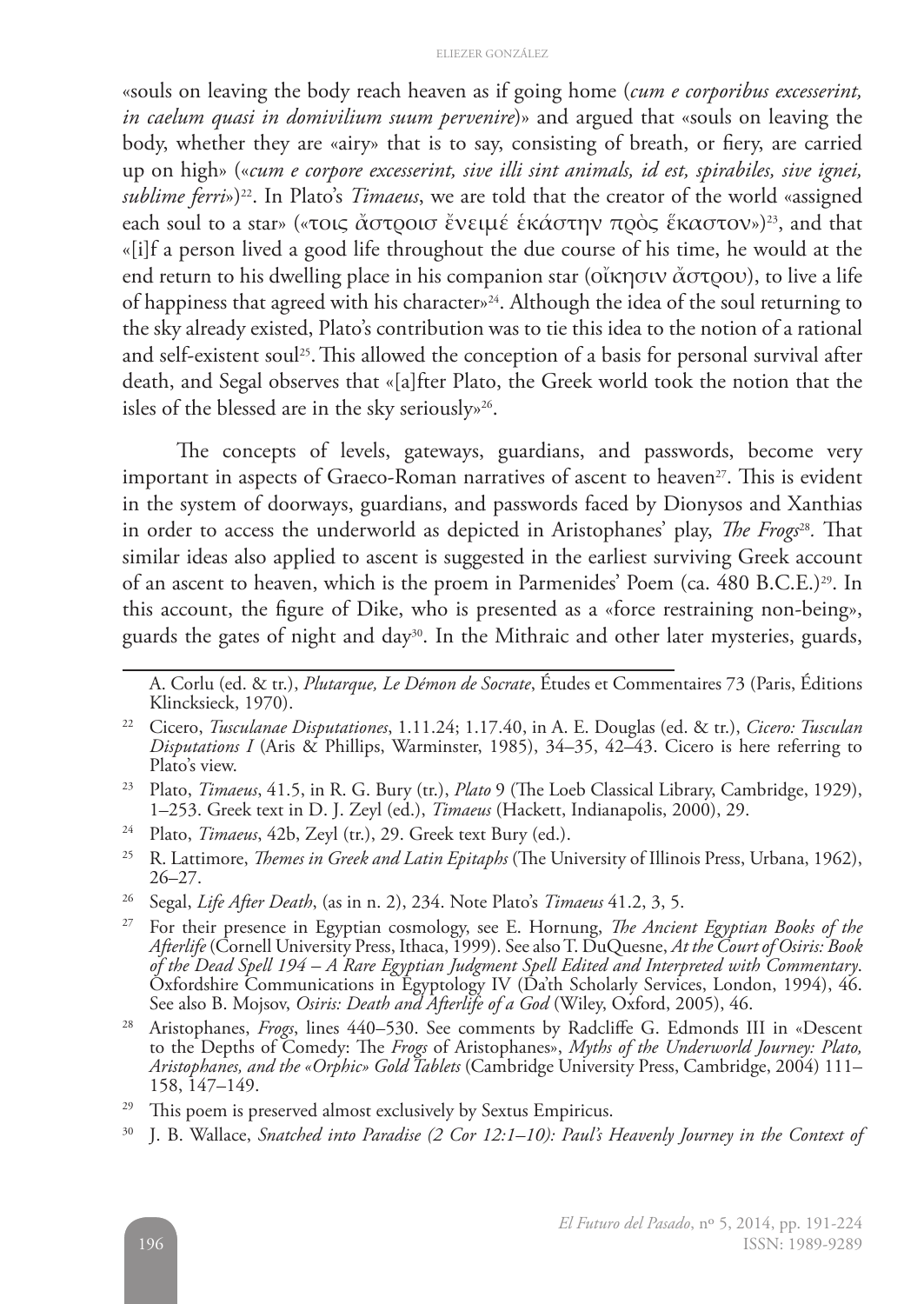«souls on leaving the body reach heaven as if going home (*cum e corporibus excesserint, in caelum quasi in domivilium suum pervenire*)» and argued that «souls on leaving the body, whether they are «airy» that is to say, consisting of breath, or fiery, are carried up on high» («*cum e corpore excesserint, sive illi sint animals, id est, spirabiles, sive ignei, sublime ferri*»)[22]. In Plato's *Timaeus*, we are told that the creator of the world «assigned each soul to a star» («τοις ἄστροισ ἔνειμέ ἑκάστην πρὸς ἕκαστον»)[23], and that «[i]f a person lived a good life throughout the due course of his time, he would at the end return to his dwelling place in his companion star (οἴκησιν ἄστρου), to live a life of happiness that agreed with his character»[24]. Although the idea of the soul returning to the sky already existed, Plato's contribution was to tie this idea to the notion of a rational and self-existent soul[25]. This allowed the conception of a basis for personal survival after death, and Segal observes that «[a]fter Plato, the Greek world took the notion that the isles of the blessed are in the sky seriously»[26].

The concepts of levels, gateways, guardians, and passwords, become very important in aspects of Graeco-Roman narratives of ascent to heaven[27]. This is evident in the system of doorways, guardians, and passwords faced by Dionysos and Xanthias in order to access the underworld as depicted in Aristophanes' play, *The Frogs*[28]. That similar ideas also applied to ascent is suggested in the earliest surviving Greek account of an ascent to heaven, which is the proem in Parmenides' Poem (ca. 480 B.C.E.)[29]. In this account, the figure of Dike, who is presented as a «force restraining non-being», guards the gates of night and day[30]. In the Mithraic and other later mysteries, guards,

---

A. Corlu (ed. & tr.), *Plutarque, Le Démon de Socrate*, Études et Commentaires 73 (Paris, Éditions Klincksieck, 1970).

[22] Cicero, *Tusculanae Disputationes*, 1.11.24; 1.17.40, in A. E. Douglas (ed. & tr.), *Cicero: Tusculan Disputations I* (Aris & Phillips, Warminster, 1985), 34–35, 42–43. Cicero is here referring to Plato's view.

[23] Plato, *Timaeus*, 41.5, in R. G. Bury (tr.), *Plato* 9 (The Loeb Classical Library, Cambridge, 1929), 1–253. Greek text in D. J. Zeyl (ed.), *Timaeus* (Hackett, Indianapolis, 2000), 29.

[24] Plato, *Timaeus*, 42b, Zeyl (tr.), 29. Greek text Bury (ed.).

[25] R. Lattimore, *Themes in Greek and Latin Epitaphs* (The University of Illinois Press, Urbana, 1962), 26–27.

[26] Segal, *Life After Death*, (as in n. 2), 234. Note Plato's *Timaeus* 41.2, 3, 5.

[27] For their presence in Egyptian cosmology, see E. Hornung, *The Ancient Egyptian Books of the Afterlife* (Cornell University Press, Ithaca, 1999). See also T. DuQuesne, *At the Court of Osiris: Book of the Dead Spell 194 – A Rare Egyptian Judgment Spell Edited and Interpreted with Commentary*. Oxfordshire Communications in Egyptology IV (Da'th Scholarly Services, London, 1994), 46. See also B. Mojsov, *Osiris: Death and Afterlife of a God* (Wiley, Oxford, 2005), 46.

[28] Aristophanes, *Frogs*, lines 440–530. See comments by Radcliffe G. Edmonds III in «Descent to the Depths of Comedy: The *Frogs* of Aristophanes», *Myths of the Underworld Journey: Plato, Aristophanes, and the «Orphic» Gold Tablets* (Cambridge University Press, Cambridge, 2004) 111–158, 147–149.

[29] This poem is preserved almost exclusively by Sextus Empiricus.

[30] J. B. Wallace, *Snatched into Paradise (2 Cor 12:1–10): Paul's Heavenly Journey in the Context of*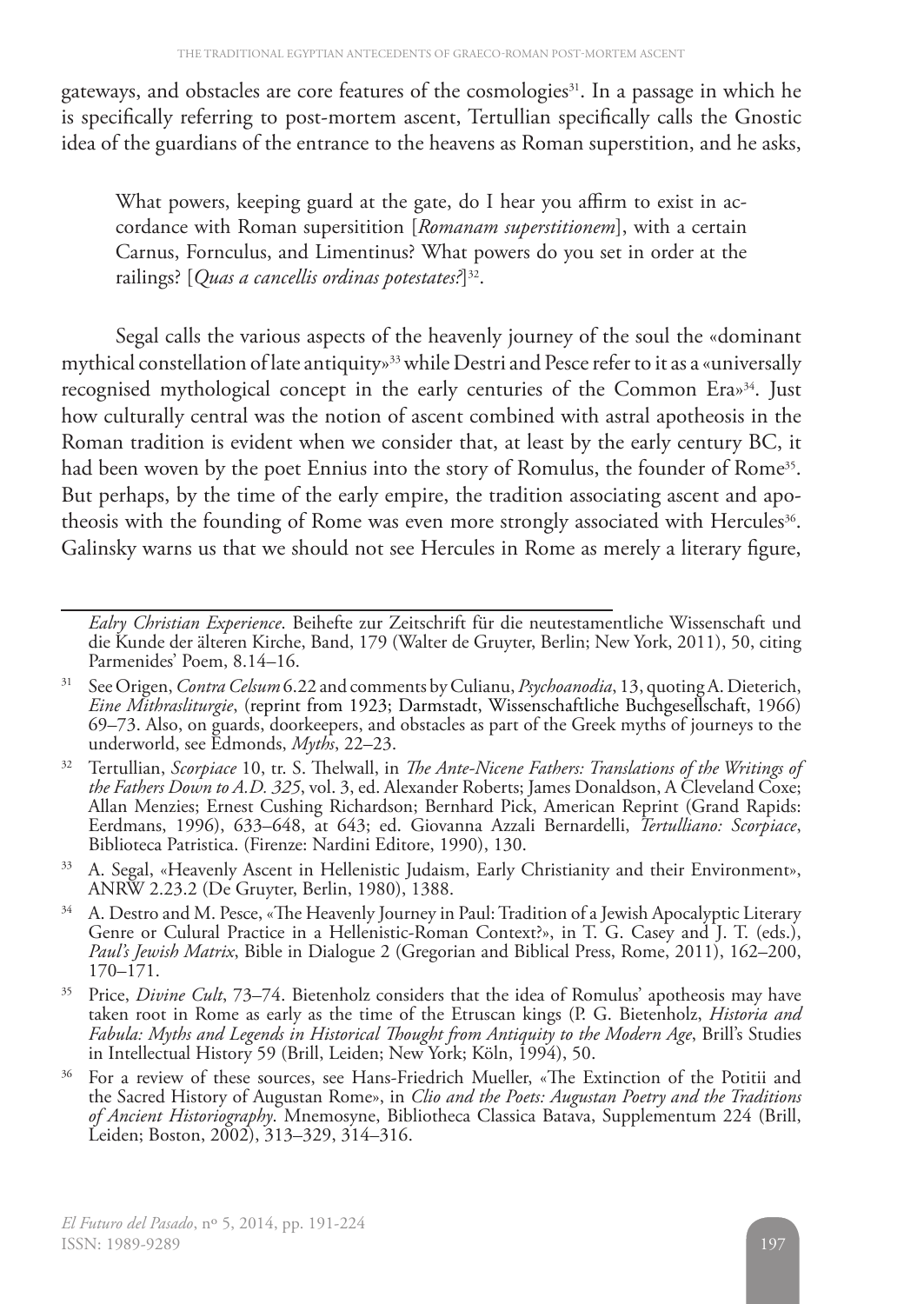gateways, and obstacles are core features of the cosmologies[31]. In a passage in which he is specifically referring to post-mortem ascent, Tertullian specifically calls the Gnostic idea of the guardians of the entrance to the heavens as Roman superstition, and he asks,

> What powers, keeping guard at the gate, do I hear you affirm to exist in accordance with Roman supersitition [*Romanam superstitionem*], with a certain Carnus, Fornculus, and Limentinus? What powers do you set in order at the railings? [*Quas a cancellis ordinas potestates?*][32].

Segal calls the various aspects of the heavenly journey of the soul the «dominant mythical constellation of late antiquity»[33] while Destri and Pesce refer to it as a «universally recognised mythological concept in the early centuries of the Common Era»[34]. Just how culturally central was the notion of ascent combined with astral apotheosis in the Roman tradition is evident when we consider that, at least by the early century BC, it had been woven by the poet Ennius into the story of Romulus, the founder of Rome[35]. But perhaps, by the time of the early empire, the tradition associating ascent and apotheosis with the founding of Rome was even more strongly associated with Hercules[36]. Galinsky warns us that we should not see Hercules in Rome as merely a literary figure,

---

*Ealry Christian Experience*. Beihefte zur Zeitschrift für die neutestamentliche Wissenschaft und die Kunde der älteren Kirche, Band, 179 (Walter de Gruyter, Berlin; New York, 2011), 50, citing Parmenides' Poem, 8.14–16.

[31] See Origen, *Contra Celsum* 6.22 and comments by Culianu, *Psychoanodia*, 13, quoting A. Dieterich, *Eine Mithrasliturgie*, (reprint from 1923; Darmstadt, Wissenschaftliche Buchgesellschaft, 1966) 69–73. Also, on guards, doorkeepers, and obstacles as part of the Greek myths of journeys to the underworld, see Edmonds, *Myths*, 22–23.

[32] Tertullian, *Scorpiace* 10, tr. S. Thelwall, in *The Ante-Nicene Fathers: Translations of the Writings of the Fathers Down to A.D. 325*, vol. 3, ed. Alexander Roberts; James Donaldson, A Cleveland Coxe; Allan Menzies; Ernest Cushing Richardson; Bernhard Pick, American Reprint (Grand Rapids: Eerdmans, 1996), 633–648, at 643; ed. Giovanna Azzali Bernardelli, *Tertulliano: Scorpiace*, Biblioteca Patristica. (Firenze: Nardini Editore, 1990), 130.

[33] A. Segal, «Heavenly Ascent in Hellenistic Judaism, Early Christianity and their Environment», ANRW 2.23.2 (De Gruyter, Berlin, 1980), 1388.

[34] A. Destro and M. Pesce, «The Heavenly Journey in Paul: Tradition of a Jewish Apocalyptic Literary Genre or Culural Practice in a Hellenistic-Roman Context?», in T. G. Casey and J. T. (eds.), *Paul's Jewish Matrix*, Bible in Dialogue 2 (Gregorian and Biblical Press, Rome, 2011), 162–200, 170–171.

[35] Price, *Divine Cult*, 73–74. Bietenholz considers that the idea of Romulus' apotheosis may have taken root in Rome as early as the time of the Etruscan kings (P. G. Bietenholz, *Historia and Fabula: Myths and Legends in Historical Thought from Antiquity to the Modern Age*, Brill's Studies in Intellectual History 59 (Brill, Leiden; New York; Köln, 1994), 50.

[36] For a review of these sources, see Hans-Friedrich Mueller, «The Extinction of the Potitii and the Sacred History of Augustan Rome», in *Clio and the Poets: Augustan Poetry and the Traditions of Ancient Historiography*. Mnemosyne, Bibliotheca Classica Batava, Supplementum 224 (Brill, Leiden; Boston, 2002), 313–329, 314–316.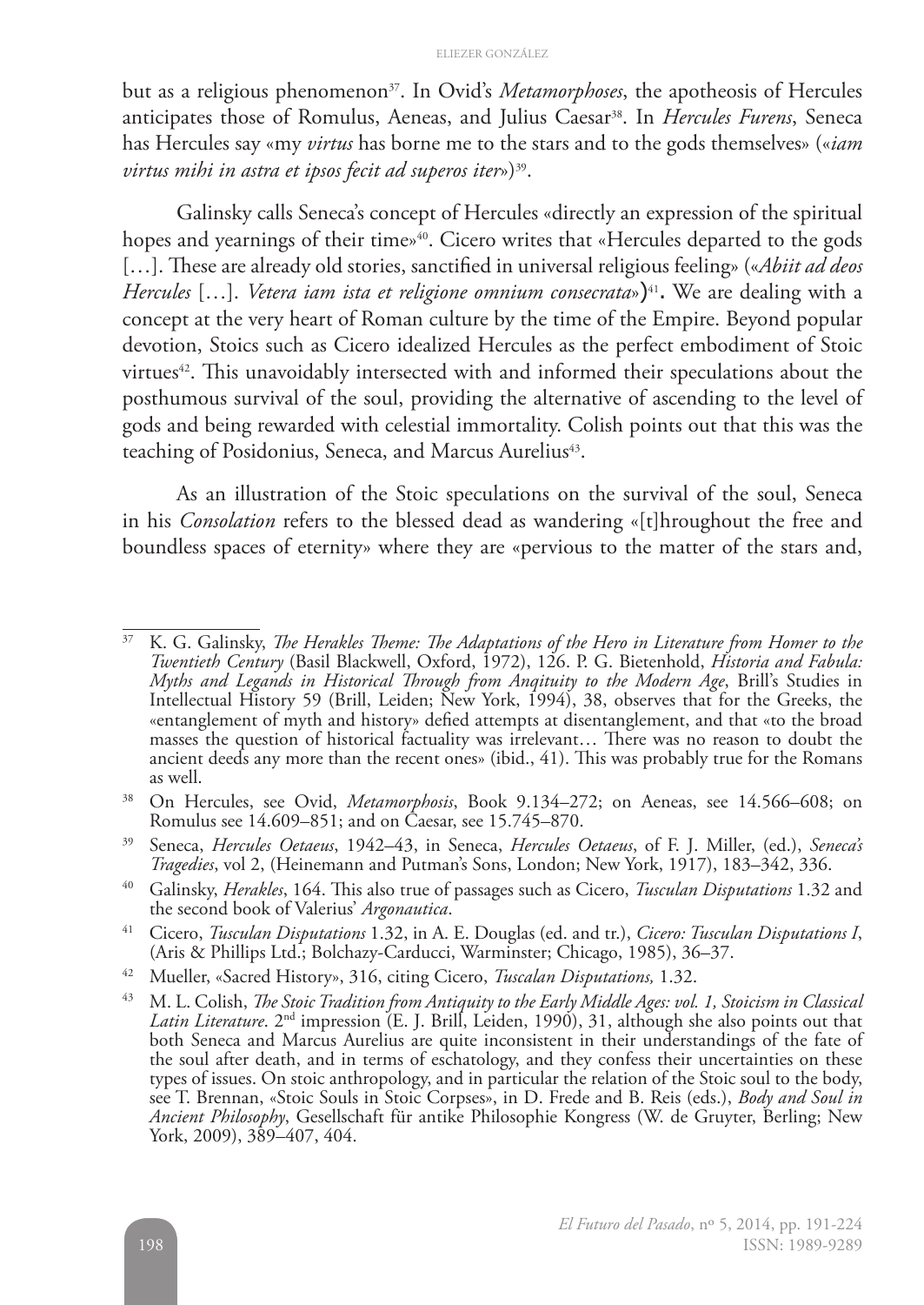but as a religious phenomenon[37]. In Ovid's *Metamorphoses*, the apotheosis of Hercules anticipates those of Romulus, Aeneas, and Julius Caesar[38]. In *Hercules Furens*, Seneca has Hercules say «my *virtus* has borne me to the stars and to the gods themselves» («*iam virtus mihi in astra et ipsos fecit ad superos iter*»)[39].

Galinsky calls Seneca's concept of Hercules «directly an expression of the spiritual hopes and yearnings of their time»[40]. Cicero writes that «Hercules departed to the gods […]. These are already old stories, sanctified in universal religious feeling» («*Abiit ad deos Hercules* […]. *Vetera iam ista et religione omnium consecrata*»)[41]**.** We are dealing with a concept at the very heart of Roman culture by the time of the Empire. Beyond popular devotion, Stoics such as Cicero idealized Hercules as the perfect embodiment of Stoic virtues[42]. This unavoidably intersected with and informed their speculations about the posthumous survival of the soul, providing the alternative of ascending to the level of gods and being rewarded with celestial immortality. Colish points out that this was the teaching of Posidonius, Seneca, and Marcus Aurelius[43].

As an illustration of the Stoic speculations on the survival of the soul, Seneca in his *Consolation* refers to the blessed dead as wandering «[t]hroughout the free and boundless spaces of eternity» where they are «pervious to the matter of the stars and,

---

[37] K. G. Galinsky, *The Herakles Theme: The Adaptations of the Hero in Literature from Homer to the Twentieth Century* (Basil Blackwell, Oxford, 1972), 126. P. G. Bietenhold, *Historia and Fabula: Myths and Legands in Historical Through from Anqituity to the Modern Age*, Brill's Studies in Intellectual History 59 (Brill, Leiden; New York, 1994), 38, observes that for the Greeks, the «entanglement of myth and history» defied attempts at disentanglement, and that «to the broad masses the question of historical factuality was irrelevant… There was no reason to doubt the ancient deeds any more than the recent ones» (ibid., 41). This was probably true for the Romans as well.

[38] On Hercules, see Ovid, *Metamorphosis*, Book 9.134–272; on Aeneas, see 14.566–608; on Romulus see 14.609–851; and on Caesar, see 15.745–870.

[39] Seneca, *Hercules Oetaeus*, 1942–43, in Seneca, *Hercules Oetaeus*, of F. J. Miller, (ed.), *Seneca's Tragedies*, vol 2, (Heinemann and Putman's Sons, London; New York, 1917), 183–342, 336.

[40] Galinsky, *Herakles*, 164. This also true of passages such as Cicero, *Tusculan Disputations* 1.32 and the second book of Valerius' *Argonautica*.

[41] Cicero, *Tusculan Disputations* 1.32, in A. E. Douglas (ed. and tr.), *Cicero: Tusculan Disputations I*, (Aris & Phillips Ltd.; Bolchazy-Carducci, Warminster; Chicago, 1985), 36–37.

[42] Mueller, «Sacred History», 316, citing Cicero, *Tuscalan Disputations,* 1.32.

[43] M. L. Colish, *The Stoic Tradition from Antiquity to the Early Middle Ages: vol. 1, Stoicism in Classical Latin Literature*. 2nd impression (E. J. Brill, Leiden, 1990), 31, although she also points out that both Seneca and Marcus Aurelius are quite inconsistent in their understandings of the fate of the soul after death, and in terms of eschatology, and they confess their uncertainties on these types of issues. On stoic anthropology, and in particular the relation of the Stoic soul to the body, see T. Brennan, «Stoic Souls in Stoic Corpses», in D. Frede and B. Reis (eds.), *Body and Soul in Ancient Philosophy*, Gesellschaft für antike Philosophie Kongress (W. de Gruyter, Berling; New York, 2009), 389–407, 404.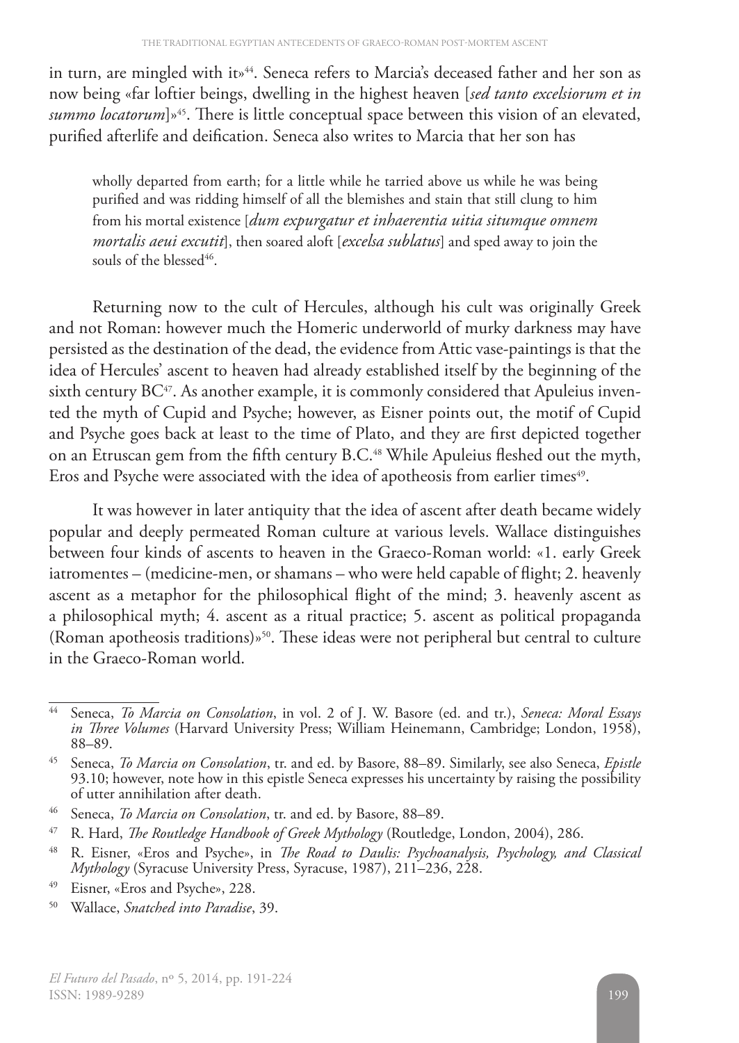in turn, are mingled with it»[44]. Seneca refers to Marcia's deceased father and her son as now being «far loftier beings, dwelling in the highest heaven [*sed tanto excelsiorum et in summo locatorum*]»[45]. There is little conceptual space between this vision of an elevated, purified afterlife and deification. Seneca also writes to Marcia that her son has

> wholly departed from earth; for a little while he tarried above us while he was being purified and was ridding himself of all the blemishes and stain that still clung to him from his mortal existence [*dum expurgatur et inhaerentia uitia situmque omnem mortalis aeui excutit*], then soared aloft [*excelsa sublatus*] and sped away to join the souls of the blessed[46].

Returning now to the cult of Hercules, although his cult was originally Greek and not Roman: however much the Homeric underworld of murky darkness may have persisted as the destination of the dead, the evidence from Attic vase-paintings is that the idea of Hercules' ascent to heaven had already established itself by the beginning of the sixth century BC[47]. As another example, it is commonly considered that Apuleius invented the myth of Cupid and Psyche; however, as Eisner points out, the motif of Cupid and Psyche goes back at least to the time of Plato, and they are first depicted together on an Etruscan gem from the fifth century B.C.[48] While Apuleius fleshed out the myth, Eros and Psyche were associated with the idea of apotheosis from earlier times[49].

It was however in later antiquity that the idea of ascent after death became widely popular and deeply permeated Roman culture at various levels. Wallace distinguishes between four kinds of ascents to heaven in the Graeco-Roman world: «1. early Greek iatromentes – (medicine-men, or shamans – who were held capable of flight; 2. heavenly ascent as a metaphor for the philosophical flight of the mind; 3. heavenly ascent as a philosophical myth; 4. ascent as a ritual practice; 5. ascent as political propaganda (Roman apotheosis traditions)»[50]. These ideas were not peripheral but central to culture in the Graeco-Roman world.

---

[44] Seneca, *To Marcia on Consolation*, in vol. 2 of J. W. Basore (ed. and tr.), *Seneca: Moral Essays in Three Volumes* (Harvard University Press; William Heinemann, Cambridge; London, 1958), 88–89.

[45] Seneca, *To Marcia on Consolation*, tr. and ed. by Basore, 88–89. Similarly, see also Seneca, *Epistle* 93.10; however, note how in this epistle Seneca expresses his uncertainty by raising the possibility of utter annihilation after death.

[46] Seneca, *To Marcia on Consolation*, tr. and ed. by Basore, 88–89.

[47] R. Hard, *The Routledge Handbook of Greek Mythology* (Routledge, London, 2004), 286.

[48] R. Eisner, «Eros and Psyche», in *The Road to Daulis: Psychoanalysis, Psychology, and Classical Mythology* (Syracuse University Press, Syracuse, 1987), 211–236, 228.

[49] Eisner, «Eros and Psyche», 228.

[50] Wallace, *Snatched into Paradise*, 39.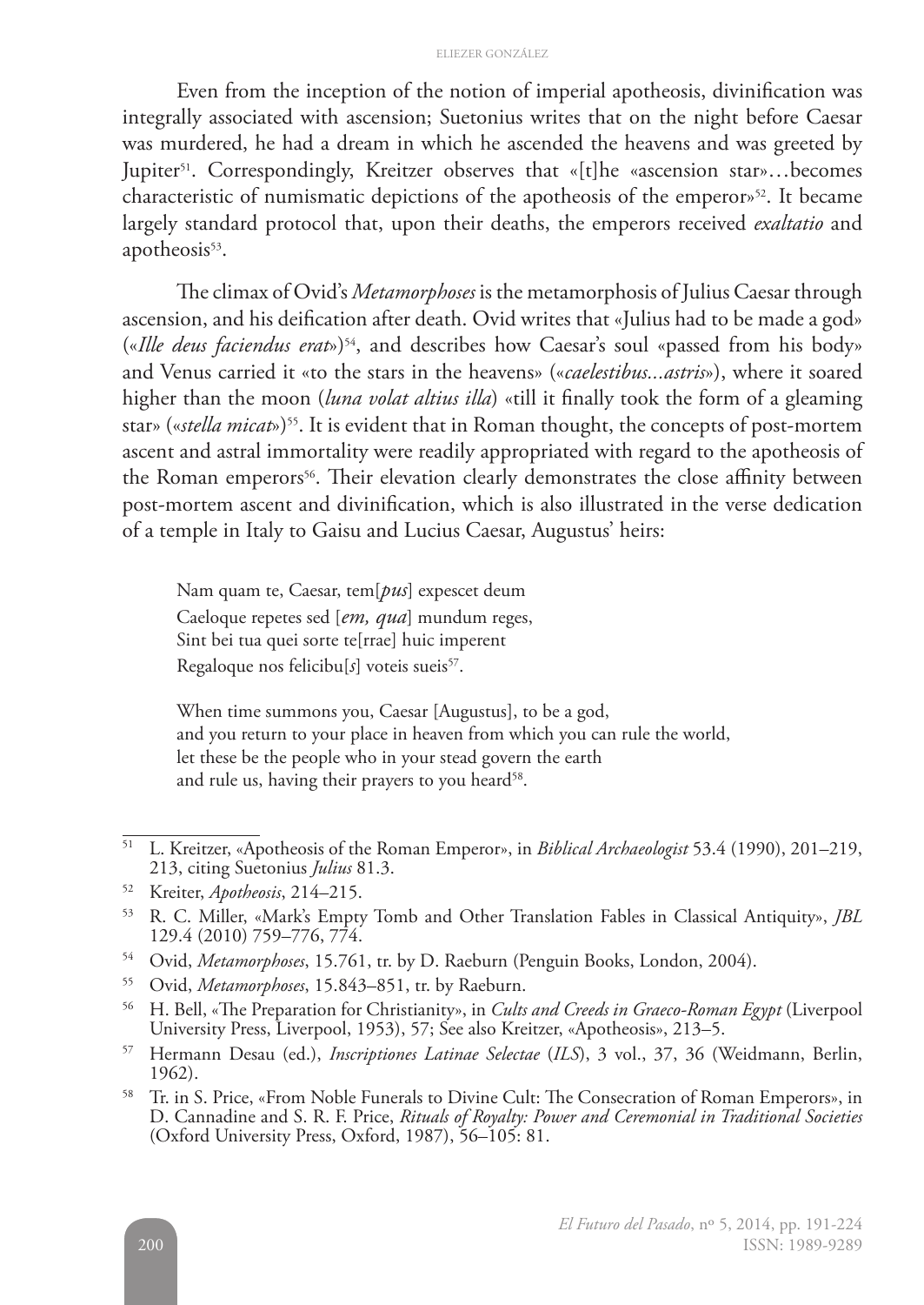Even from the inception of the notion of imperial apotheosis, divinification was integrally associated with ascension; Suetonius writes that on the night before Caesar was murdered, he had a dream in which he ascended the heavens and was greeted by Jupiter[51]. Correspondingly, Kreitzer observes that «[t]he «ascension star»…becomes characteristic of numismatic depictions of the apotheosis of the emperor»[52]. It became largely standard protocol that, upon their deaths, the emperors received *exaltatio* and apotheosis[53].

The climax of Ovid's *Metamorphoses* is the metamorphosis of Julius Caesar through ascension, and his deification after death. Ovid writes that «Julius had to be made a god» («*Ille deus faciendus erat*»)[54], and describes how Caesar's soul «passed from his body» and Venus carried it «to the stars in the heavens» («*caelestibus...astris*»), where it soared higher than the moon (*luna volat altius illa*) «till it finally took the form of a gleaming star» («*stella micat*»)[55]. It is evident that in Roman thought, the concepts of post-mortem ascent and astral immortality were readily appropriated with regard to the apotheosis of the Roman emperors[56]. Their elevation clearly demonstrates the close affinity between post-mortem ascent and divinification, which is also illustrated in the verse dedication of a temple in Italy to Gaisu and Lucius Caesar, Augustus' heirs:

> Nam quam te, Caesar, tem[*pus*] expescet deum
> Caeloque repetes sed [*em, qua*] mundum reges,
> Sint bei tua quei sorte te[rrae] huic imperent
> Regaloque nos felicibu[*s*] voteis sueis[57].
>
> When time summons you, Caesar [Augustus], to be a god,
> and you return to your place in heaven from which you can rule the world,
> let these be the people who in your stead govern the earth
> and rule us, having their prayers to you heard[58].

---

[51] L. Kreitzer, «Apotheosis of the Roman Emperor», in *Biblical Archaeologist* 53.4 (1990), 201–219, 213, citing Suetonius *Julius* 81.3.

[52] Kreiter, *Apotheosis*, 214–215.

[53] R. C. Miller, «Mark's Empty Tomb and Other Translation Fables in Classical Antiquity», *JBL* 129.4 (2010) 759–776, 774.

[54] Ovid, *Metamorphoses*, 15.761, tr. by D. Raeburn (Penguin Books, London, 2004).

[55] Ovid, *Metamorphoses*, 15.843–851, tr. by Raeburn.

[56] H. Bell, «The Preparation for Christianity», in *Cults and Creeds in Graeco-Roman Egypt* (Liverpool University Press, Liverpool, 1953), 57; See also Kreitzer, «Apotheosis», 213–5.

[57] Hermann Desau (ed.), *Inscriptiones Latinae Selectae* (*ILS*), 3 vol., 37, 36 (Weidmann, Berlin, 1962).

[58] Tr. in S. Price, «From Noble Funerals to Divine Cult: The Consecration of Roman Emperors», in D. Cannadine and S. R. F. Price, *Rituals of Royalty: Power and Ceremonial in Traditional Societies* (Oxford University Press, Oxford, 1987), 56–105: 81.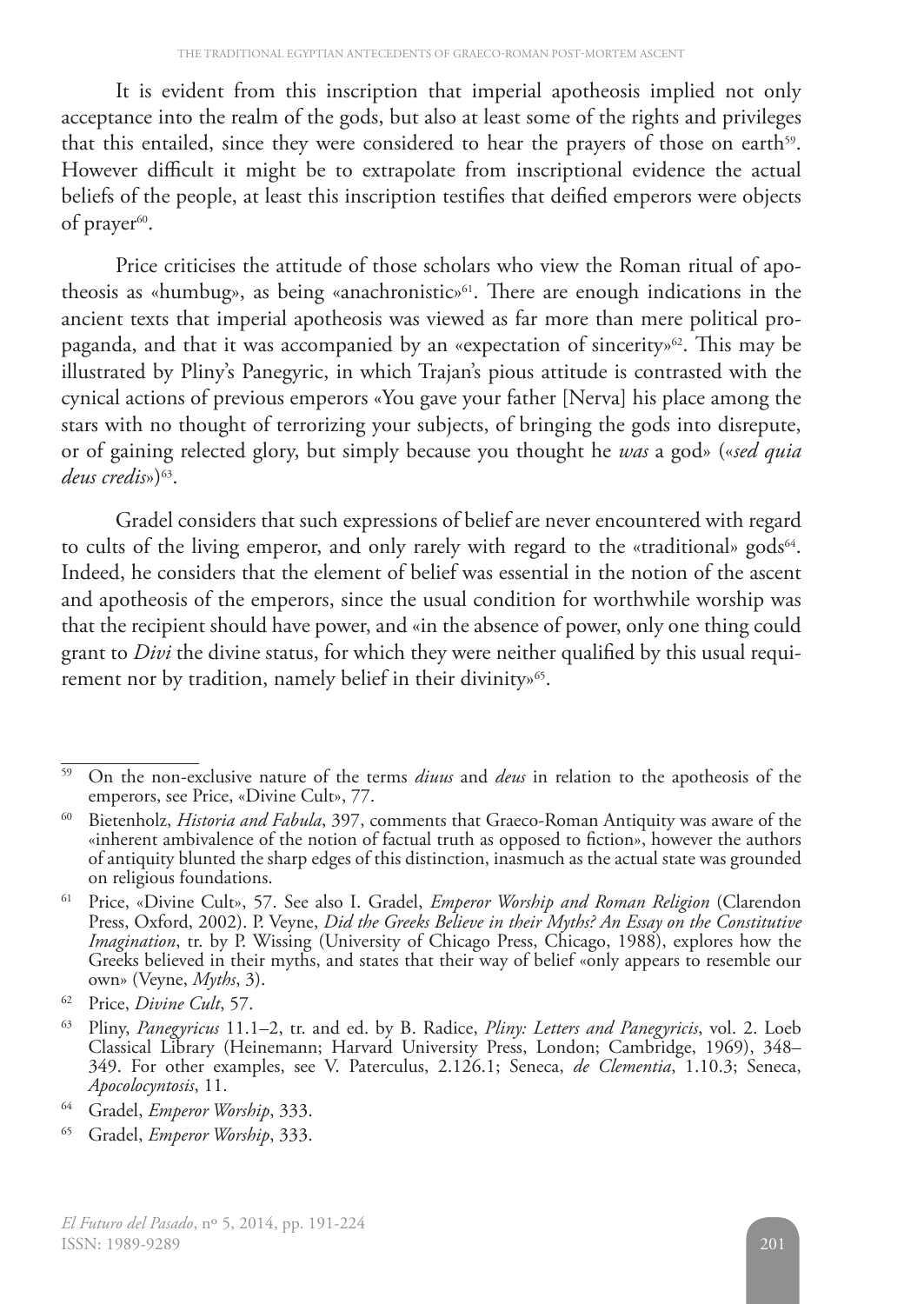It is evident from this inscription that imperial apotheosis implied not only acceptance into the realm of the gods, but also at least some of the rights and privileges that this entailed, since they were considered to hear the prayers of those on earth[59]. However difficult it might be to extrapolate from inscriptional evidence the actual beliefs of the people, at least this inscription testifies that deified emperors were objects of prayer[60].

Price criticises the attitude of those scholars who view the Roman ritual of apotheosis as «humbug», as being «anachronistic»[61]. There are enough indications in the ancient texts that imperial apotheosis was viewed as far more than mere political propaganda, and that it was accompanied by an «expectation of sincerity»[62]. This may be illustrated by Pliny's Panegyric, in which Trajan's pious attitude is contrasted with the cynical actions of previous emperors «You gave your father [Nerva] his place among the stars with no thought of terrorizing your subjects, of bringing the gods into disrepute, or of gaining relected glory, but simply because you thought he *was* a god» («*sed quia deus credis*»)[63].

Gradel considers that such expressions of belief are never encountered with regard to cults of the living emperor, and only rarely with regard to the «traditional» gods[64]. Indeed, he considers that the element of belief was essential in the notion of the ascent and apotheosis of the emperors, since the usual condition for worthwhile worship was that the recipient should have power, and «in the absence of power, only one thing could grant to *Divi* the divine status, for which they were neither qualified by this usual requirement nor by tradition, namely belief in their divinity»[65].

---

[59] On the non-exclusive nature of the terms *diuus* and *deus* in relation to the apotheosis of the emperors, see Price, «Divine Cult», 77.

[60] Bietenholz, *Historia and Fabula*, 397, comments that Graeco-Roman Antiquity was aware of the «inherent ambivalence of the notion of factual truth as opposed to fiction», however the authors of antiquity blunted the sharp edges of this distinction, inasmuch as the actual state was grounded on religious foundations.

[61] Price, «Divine Cult», 57. See also I. Gradel, *Emperor Worship and Roman Religion* (Clarendon Press, Oxford, 2002). P. Veyne, *Did the Greeks Believe in their Myths? An Essay on the Constitutive Imagination*, tr. by P. Wissing (University of Chicago Press, Chicago, 1988), explores how the Greeks believed in their myths, and states that their way of belief «only appears to resemble our own» (Veyne, *Myths*, 3).

[62] Price, *Divine Cult*, 57.

[63] Pliny, *Panegyricus* 11.1–2, tr. and ed. by B. Radice, *Pliny: Letters and Panegyricis*, vol. 2. Loeb Classical Library (Heinemann; Harvard University Press, London; Cambridge, 1969), 348–349. For other examples, see V. Paterculus, 2.126.1; Seneca, *de Clementia*, 1.10.3; Seneca, *Apocolocyntosis*, 11.

[64] Gradel, *Emperor Worship*, 333.

[65] Gradel, *Emperor Worship*, 333.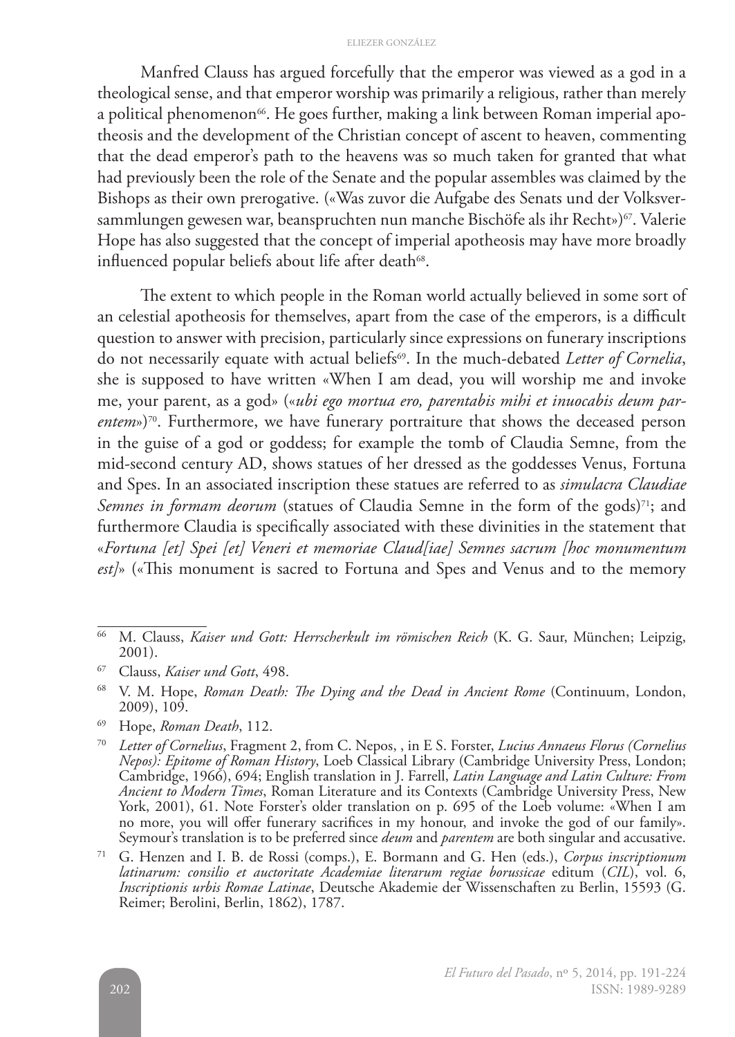Manfred Clauss has argued forcefully that the emperor was viewed as a god in a theological sense, and that emperor worship was primarily a religious, rather than merely a political phenomenon[66]. He goes further, making a link between Roman imperial apotheosis and the development of the Christian concept of ascent to heaven, commenting that the dead emperor's path to the heavens was so much taken for granted that what had previously been the role of the Senate and the popular assembles was claimed by the Bishops as their own prerogative. («Was zuvor die Aufgabe des Senats und der Volksversammlungen gewesen war, beanspruchten nun manche Bischöfe als ihr Recht»)[67]. Valerie Hope has also suggested that the concept of imperial apotheosis may have more broadly influenced popular beliefs about life after death[68].

The extent to which people in the Roman world actually believed in some sort of an celestial apotheosis for themselves, apart from the case of the emperors, is a difficult question to answer with precision, particularly since expressions on funerary inscriptions do not necessarily equate with actual beliefs[69]. In the much-debated *Letter of Cornelia*, she is supposed to have written «When I am dead, you will worship me and invoke me, your parent, as a god» («*ubi ego mortua ero, parentabis mihi et inuocabis deum parentem*»)[70]. Furthermore, we have funerary portraiture that shows the deceased person in the guise of a god or goddess; for example the tomb of Claudia Semne, from the mid-second century AD, shows statues of her dressed as the goddesses Venus, Fortuna and Spes. In an associated inscription these statues are referred to as *simulacra Claudiae Semnes in formam deorum* (statues of Claudia Semne in the form of the gods)[71]; and furthermore Claudia is specifically associated with these divinities in the statement that «*Fortuna [et] Spei [et] Veneri et memoriae Claud[iae] Semnes sacrum [hoc monumentum est]*» («This monument is sacred to Fortuna and Spes and Venus and to the memory

---

[66] M. Clauss, *Kaiser und Gott: Herrscherkult im römischen Reich* (K. G. Saur, München; Leipzig, 2001).

[67] Clauss, *Kaiser und Gott*, 498.

[68] V. M. Hope, *Roman Death: The Dying and the Dead in Ancient Rome* (Continuum, London, 2009), 109.

[69] Hope, *Roman Death*, 112.

[70] *Letter of Cornelius*, Fragment 2, from C. Nepos, , in E S. Forster, *Lucius Annaeus Florus (Cornelius Nepos): Epitome of Roman History*, Loeb Classical Library (Cambridge University Press, London; Cambridge, 1966), 694; English translation in J. Farrell, *Latin Language and Latin Culture: From Ancient to Modern Times*, Roman Literature and its Contexts (Cambridge University Press, New York, 2001), 61. Note Forster's older translation on p. 695 of the Loeb volume: «When I am no more, you will offer funerary sacrifices in my honour, and invoke the god of our family». Seymour's translation is to be preferred since *deum* and *parentem* are both singular and accusative.

[71] G. Henzen and I. B. de Rossi (comps.), E. Bormann and G. Hen (eds.), *Corpus inscriptionum latinarum: consilio et auctoritate Academiae literarum regiae borussicae* editum (*CIL*), vol. 6, *Inscriptionis urbis Romae Latinae*, Deutsche Akademie der Wissenschaften zu Berlin, 15593 (G. Reimer; Berolini, Berlin, 1862), 1787.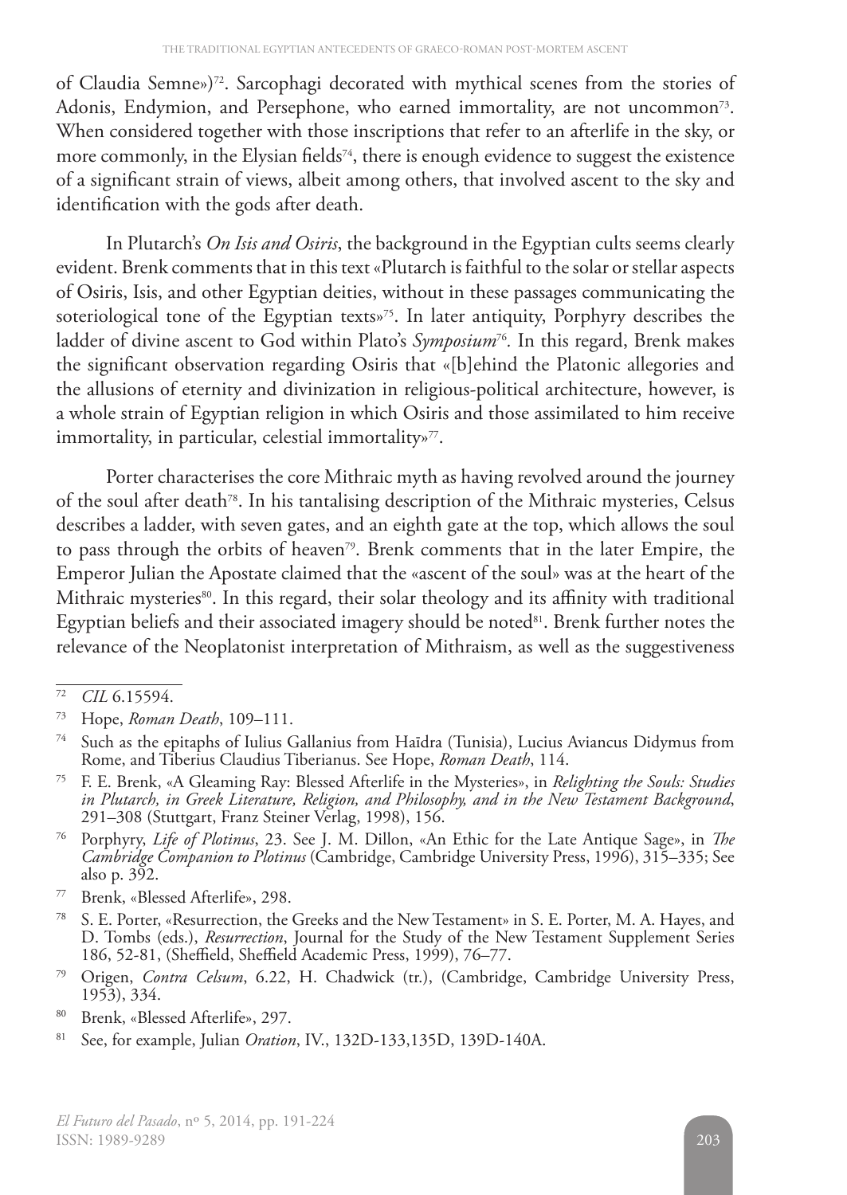of Claudia Semne»)[72]. Sarcophagi decorated with mythical scenes from the stories of Adonis, Endymion, and Persephone, who earned immortality, are not uncommon[73]. When considered together with those inscriptions that refer to an afterlife in the sky, or more commonly, in the Elysian fields[74], there is enough evidence to suggest the existence of a significant strain of views, albeit among others, that involved ascent to the sky and identification with the gods after death.

In Plutarch's *On Isis and Osiris*, the background in the Egyptian cults seems clearly evident. Brenk comments that in this text «Plutarch is faithful to the solar or stellar aspects of Osiris, Isis, and other Egyptian deities, without in these passages communicating the soteriological tone of the Egyptian texts»[75]. In later antiquity, Porphyry describes the ladder of divine ascent to God within Plato's *Symposium*[76]. In this regard, Brenk makes the significant observation regarding Osiris that «[b]ehind the Platonic allegories and the allusions of eternity and divinization in religious-political architecture, however, is a whole strain of Egyptian religion in which Osiris and those assimilated to him receive immortality, in particular, celestial immortality»[77].

Porter characterises the core Mithraic myth as having revolved around the journey of the soul after death[78]. In his tantalising description of the Mithraic mysteries, Celsus describes a ladder, with seven gates, and an eighth gate at the top, which allows the soul to pass through the orbits of heaven[79]. Brenk comments that in the later Empire, the Emperor Julian the Apostate claimed that the «ascent of the soul» was at the heart of the Mithraic mysteries[80]. In this regard, their solar theology and its affinity with traditional Egyptian beliefs and their associated imagery should be noted[81]. Brenk further notes the relevance of the Neoplatonist interpretation of Mithraism, as well as the suggestiveness

---

72 *CIL* 6.15594.

73 Hope, *Roman Death*, 109–111.

74 Such as the epitaphs of Iulius Gallanius from Haīdra (Tunisia), Lucius Aviancus Didymus from Rome, and Tiberius Claudius Tiberianus. See Hope, *Roman Death*, 114.

75 F. E. Brenk, «A Gleaming Ray: Blessed Afterlife in the Mysteries», in *Relighting the Souls: Studies in Plutarch, in Greek Literature, Religion, and Philosophy, and in the New Testament Background*, 291–308 (Stuttgart, Franz Steiner Verlag, 1998), 156.

76 Porphyry, *Life of Plotinus*, 23. See J. M. Dillon, «An Ethic for the Late Antique Sage», in *The Cambridge Companion to Plotinus* (Cambridge, Cambridge University Press, 1996), 315–335; See also p. 392.

77 Brenk, «Blessed Afterlife», 298.

78 S. E. Porter, «Resurrection, the Greeks and the New Testament» in S. E. Porter, M. A. Hayes, and D. Tombs (eds.), *Resurrection*, Journal for the Study of the New Testament Supplement Series 186, 52-81, (Sheffield, Sheffield Academic Press, 1999), 76–77.

79 Origen, *Contra Celsum*, 6.22, H. Chadwick (tr.), (Cambridge, Cambridge University Press, 1953), 334.

80 Brenk, «Blessed Afterlife», 297.

81 See, for example, Julian *Oration*, IV., 132D-133,135D, 139D-140A.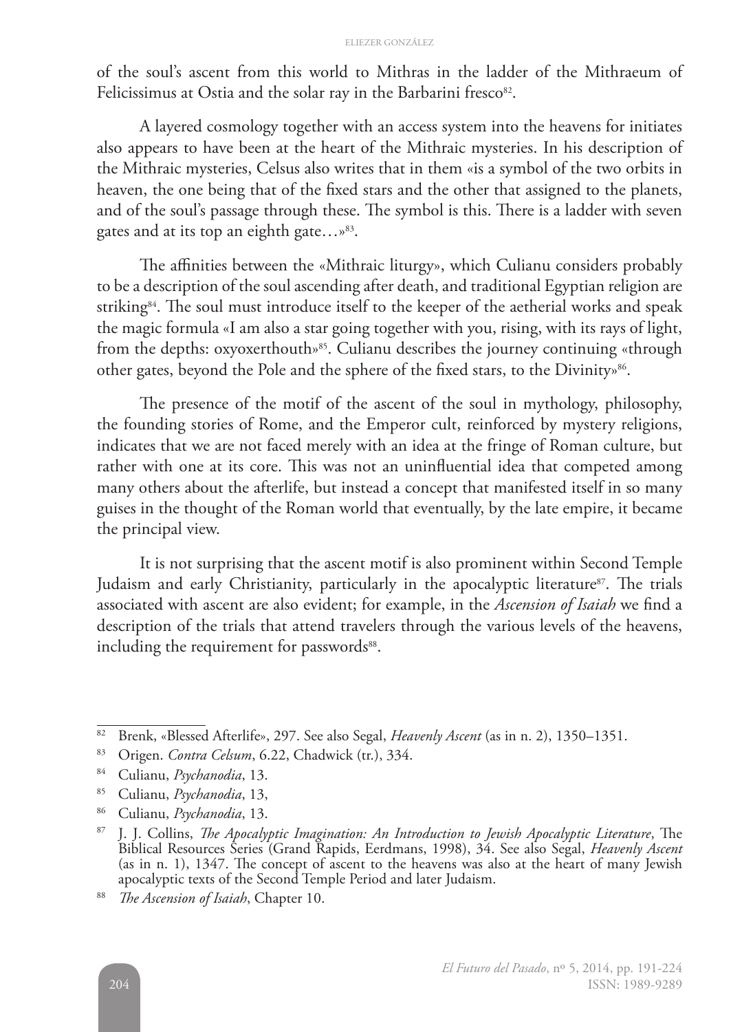of the soul's ascent from this world to Mithras in the ladder of the Mithraeum of Felicissimus at Ostia and the solar ray in the Barbarini fresco[82].

A layered cosmology together with an access system into the heavens for initiates also appears to have been at the heart of the Mithraic mysteries. In his description of the Mithraic mysteries, Celsus also writes that in them «is a symbol of the two orbits in heaven, the one being that of the fixed stars and the other that assigned to the planets, and of the soul's passage through these. The symbol is this. There is a ladder with seven gates and at its top an eighth gate…»[83].

The affinities between the «Mithraic liturgy», which Culianu considers probably to be a description of the soul ascending after death, and traditional Egyptian religion are striking[84]. The soul must introduce itself to the keeper of the aetherial works and speak the magic formula «I am also a star going together with you, rising, with its rays of light, from the depths: oxyoxerthouth»[85]. Culianu describes the journey continuing «through other gates, beyond the Pole and the sphere of the fixed stars, to the Divinity»[86].

The presence of the motif of the ascent of the soul in mythology, philosophy, the founding stories of Rome, and the Emperor cult, reinforced by mystery religions, indicates that we are not faced merely with an idea at the fringe of Roman culture, but rather with one at its core. This was not an uninfluential idea that competed among many others about the afterlife, but instead a concept that manifested itself in so many guises in the thought of the Roman world that eventually, by the late empire, it became the principal view.

It is not surprising that the ascent motif is also prominent within Second Temple Judaism and early Christianity, particularly in the apocalyptic literature[87]. The trials associated with ascent are also evident; for example, in the *Ascension of Isaiah* we find a description of the trials that attend travelers through the various levels of the heavens, including the requirement for passwords[88].

---

[82] Brenk, «Blessed Afterlife», 297. See also Segal, *Heavenly Ascent* (as in n. 2), 1350–1351.

[83] Origen. *Contra Celsum*, 6.22, Chadwick (tr.), 334.

[84] Culianu, *Psychanodia*, 13.

[85] Culianu, *Psychanodia*, 13,

[86] Culianu, *Psychanodia*, 13.

[87] J. J. Collins, *The Apocalyptic Imagination: An Introduction to Jewish Apocalyptic Literature*, The Biblical Resources Series (Grand Rapids, Eerdmans, 1998), 34. See also Segal, *Heavenly Ascent* (as in n. 1), 1347. The concept of ascent to the heavens was also at the heart of many Jewish apocalyptic texts of the Second Temple Period and later Judaism.

[88] *The Ascension of Isaiah*, Chapter 10.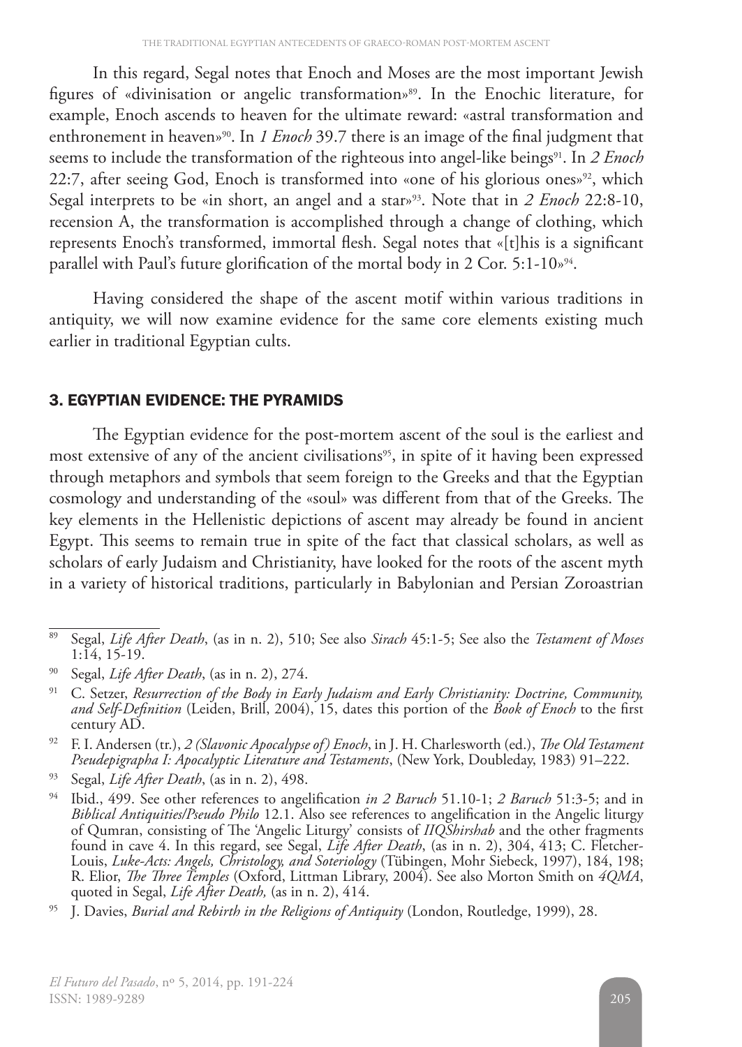In this regard, Segal notes that Enoch and Moses are the most important Jewish figures of «divinisation or angelic transformation»[89]. In the Enochic literature, for example, Enoch ascends to heaven for the ultimate reward: «astral transformation and enthronement in heaven»[90]. In *1 Enoch* 39.7 there is an image of the final judgment that seems to include the transformation of the righteous into angel-like beings[91]. In *2 Enoch* 22:7, after seeing God, Enoch is transformed into «one of his glorious ones»[92], which Segal interprets to be «in short, an angel and a star»[93]. Note that in *2 Enoch* 22:8-10, recension A, the transformation is accomplished through a change of clothing, which represents Enoch's transformed, immortal flesh. Segal notes that «[t]his is a significant parallel with Paul's future glorification of the mortal body in 2 Cor. 5:1-10»[94].

Having considered the shape of the ascent motif within various traditions in antiquity, we will now examine evidence for the same core elements existing much earlier in traditional Egyptian cults.

## 3. EGYPTIAN EVIDENCE: THE PYRAMIDS

The Egyptian evidence for the post-mortem ascent of the soul is the earliest and most extensive of any of the ancient civilisations[95], in spite of it having been expressed through metaphors and symbols that seem foreign to the Greeks and that the Egyptian cosmology and understanding of the «soul» was different from that of the Greeks. The key elements in the Hellenistic depictions of ascent may already be found in ancient Egypt. This seems to remain true in spite of the fact that classical scholars, as well as scholars of early Judaism and Christianity, have looked for the roots of the ascent myth in a variety of historical traditions, particularly in Babylonian and Persian Zoroastrian

---

[89] Segal, *Life After Death*, (as in n. 2), 510; See also *Sirach* 45:1-5; See also the *Testament of Moses* 1:14, 15-19.

[90] Segal, *Life After Death*, (as in n. 2), 274.

[91] C. Setzer, *Resurrection of the Body in Early Judaism and Early Christianity: Doctrine, Community, and Self-Definition* (Leiden, Brill, 2004), 15, dates this portion of the *Book of Enoch* to the first century AD.

[92] F. I. Andersen (tr.), *2 (Slavonic Apocalypse of) Enoch*, in J. H. Charlesworth (ed.), *The Old Testament Pseudepigrapha I: Apocalyptic Literature and Testaments*, (New York, Doubleday, 1983) 91–222.

[93] Segal, *Life After Death*, (as in n. 2), 498.

[94] Ibid., 499. See other references to angelification *in 2 Baruch* 51.10-1; *2 Baruch* 51:3-5; and in *Biblical Antiquities/Pseudo Philo* 12.1. Also see references to angelification in the Angelic liturgy of Qumran, consisting of The 'Angelic Liturgy' consists of *IIQShirshab* and the other fragments found in cave 4. In this regard, see Segal, *Life After Death*, (as in n. 2), 304, 413; C. Fletcher-Louis, *Luke-Acts: Angels, Christology, and Soteriology* (Tübingen, Mohr Siebeck, 1997), 184, 198; R. Elior, *The Three Temples* (Oxford, Littman Library, 2004). See also Morton Smith on *4QMA*, quoted in Segal, *Life After Death,* (as in n. 2), 414.

[95] J. Davies, *Burial and Rebirth in the Religions of Antiquity* (London, Routledge, 1999), 28.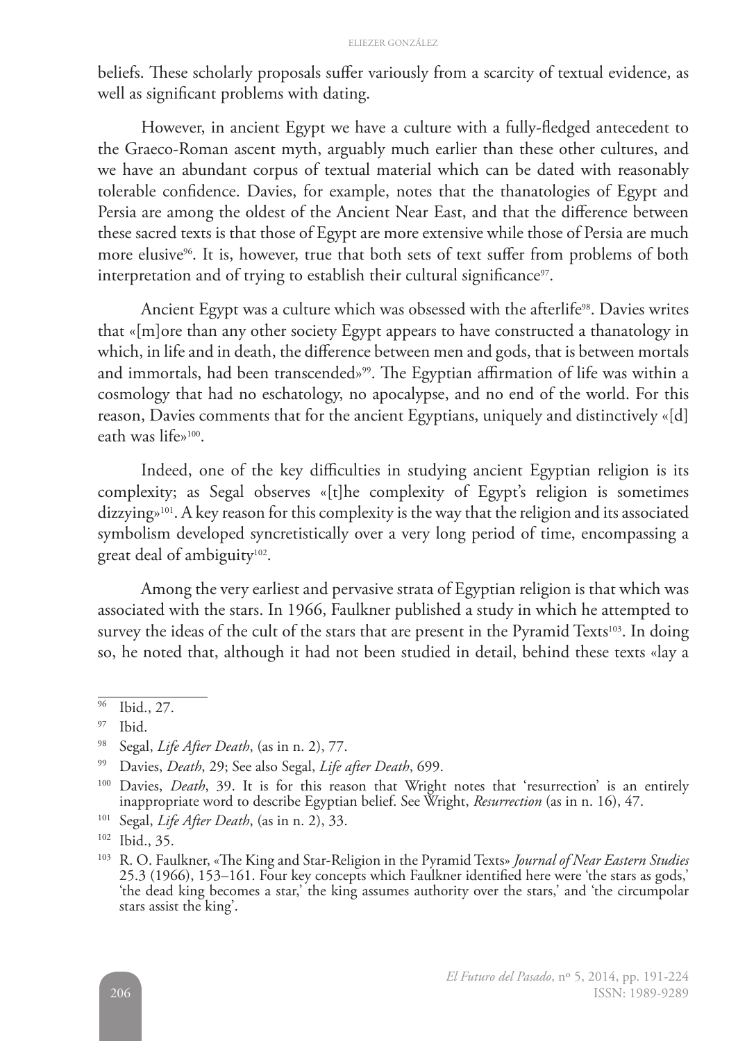beliefs. These scholarly proposals suffer variously from a scarcity of textual evidence, as well as significant problems with dating.

However, in ancient Egypt we have a culture with a fully-fledged antecedent to the Graeco-Roman ascent myth, arguably much earlier than these other cultures, and we have an abundant corpus of textual material which can be dated with reasonably tolerable confidence. Davies, for example, notes that the thanatologies of Egypt and Persia are among the oldest of the Ancient Near East, and that the difference between these sacred texts is that those of Egypt are more extensive while those of Persia are much more elusive[96]. It is, however, true that both sets of text suffer from problems of both interpretation and of trying to establish their cultural significance[97].

Ancient Egypt was a culture which was obsessed with the afterlife[98]. Davies writes that «[m]ore than any other society Egypt appears to have constructed a thanatology in which, in life and in death, the difference between men and gods, that is between mortals and immortals, had been transcended»[99]. The Egyptian affirmation of life was within a cosmology that had no eschatology, no apocalypse, and no end of the world. For this reason, Davies comments that for the ancient Egyptians, uniquely and distinctively «[d]eath was life»[100].

Indeed, one of the key difficulties in studying ancient Egyptian religion is its complexity; as Segal observes «[t]he complexity of Egypt's religion is sometimes dizzying»[101]. A key reason for this complexity is the way that the religion and its associated symbolism developed syncretistically over a very long period of time, encompassing a great deal of ambiguity[102].

Among the very earliest and pervasive strata of Egyptian religion is that which was associated with the stars. In 1966, Faulkner published a study in which he attempted to survey the ideas of the cult of the stars that are present in the Pyramid Texts[103]. In doing so, he noted that, although it had not been studied in detail, behind these texts «lay a

---

[96] Ibid., 27.

[97] Ibid.

[98] Segal, *Life After Death*, (as in n. 2), 77.

[99] Davies, *Death*, 29; See also Segal, *Life after Death*, 699.

[100] Davies, *Death*, 39. It is for this reason that Wright notes that 'resurrection' is an entirely inappropriate word to describe Egyptian belief. See Wright, *Resurrection* (as in n. 16), 47.

[101] Segal, *Life After Death*, (as in n. 2), 33.

[102] Ibid., 35.

[103] R. O. Faulkner, «The King and Star-Religion in the Pyramid Texts» *Journal of Near Eastern Studies* 25.3 (1966), 153–161. Four key concepts which Faulkner identified here were 'the stars as gods,' 'the dead king becomes a star,' the king assumes authority over the stars,' and 'the circumpolar stars assist the king'.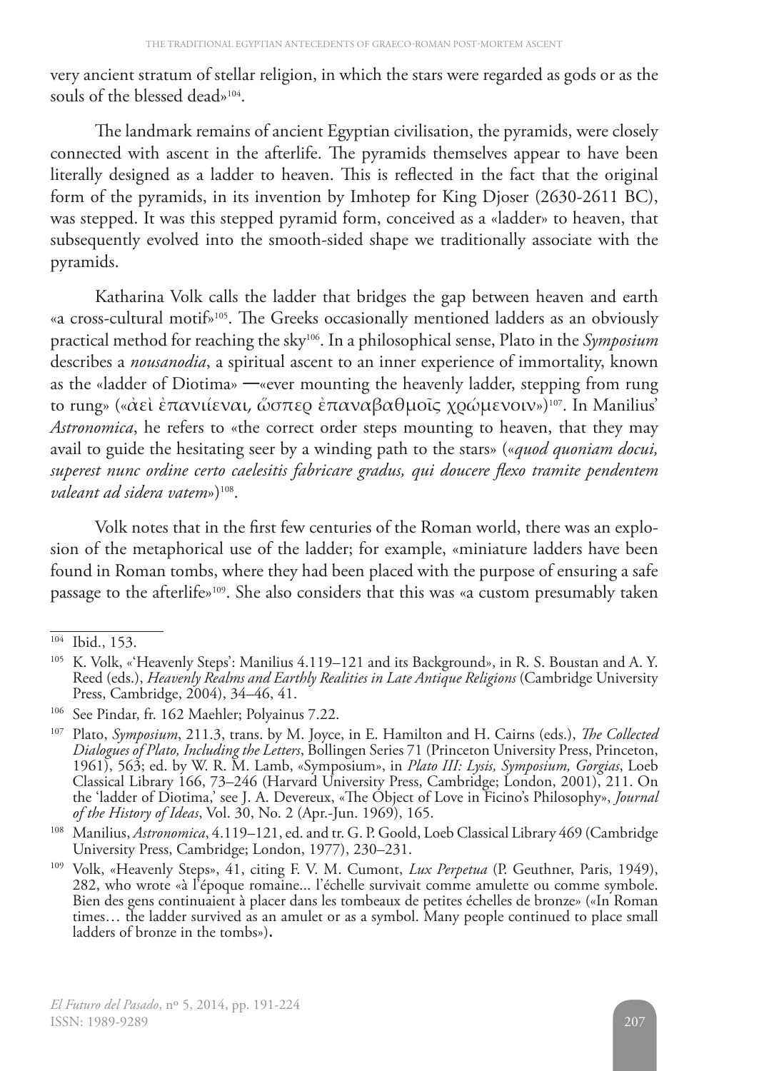very ancient stratum of stellar religion, in which the stars were regarded as gods or as the souls of the blessed dead»[104].

The landmark remains of ancient Egyptian civilisation, the pyramids, were closely connected with ascent in the afterlife. The pyramids themselves appear to have been literally designed as a ladder to heaven. This is reflected in the fact that the original form of the pyramids, in its invention by Imhotep for King Djoser (2630-2611 BC), was stepped. It was this stepped pyramid form, conceived as a «ladder» to heaven, that subsequently evolved into the smooth-sided shape we traditionally associate with the pyramids.

Katharina Volk calls the ladder that bridges the gap between heaven and earth «a cross-cultural motif»[105]. The Greeks occasionally mentioned ladders as an obviously practical method for reaching the sky[106]. In a philosophical sense, Plato in the *Symposium* describes a *nousanodia*, a spiritual ascent to an inner experience of immortality, known as the «ladder of Diotima» —«ever mounting the heavenly ladder, stepping from rung to rung» («ἀεὶ ἐπανιέναι, ὥσπερ ἐπαναβαθμοῖς χρώμενοιν»)[107]. In Manilius' *Astronomica*, he refers to «the correct order steps mounting to heaven, that they may avail to guide the hesitating seer by a winding path to the stars» («*quod quoniam docui, superest nunc ordine certo caelesitis fabricare gradus, qui doucere flexo tramite pendentem valeant ad sidera vatem*»)[108].

Volk notes that in the first few centuries of the Roman world, there was an explosion of the metaphorical use of the ladder; for example, «miniature ladders have been found in Roman tombs, where they had been placed with the purpose of ensuring a safe passage to the afterlife»[109]. She also considers that this was «a custom presumably taken

---

[104] Ibid., 153.

[105] K. Volk, «'Heavenly Steps': Manilius 4.119–121 and its Background», in R. S. Boustan and A. Y. Reed (eds.), *Heavenly Realms and Earthly Realities in Late Antique Religions* (Cambridge University Press, Cambridge, 2004), 34–46, 41.

[106] See Pindar, fr. 162 Maehler; Polyainus 7.22.

[107] Plato, *Symposium*, 211.3, trans. by M. Joyce, in E. Hamilton and H. Cairns (eds.), *The Collected Dialogues of Plato, Including the Letters*, Bollingen Series 71 (Princeton University Press, Princeton, 1961), 563; ed. by W. R. M. Lamb, «Symposium», in *Plato III: Lysis, Symposium, Gorgias*, Loeb Classical Library 166, 73–246 (Harvard University Press, Cambridge; London, 2001), 211. On the 'ladder of Diotima,' see J. A. Devereux, «The Object of Love in Ficino's Philosophy», *Journal of the History of Ideas*, Vol. 30, No. 2 (Apr.-Jun. 1969), 165.

[108] Manilius, *Astronomica*, 4.119–121, ed. and tr. G. P. Goold, Loeb Classical Library 469 (Cambridge University Press, Cambridge; London, 1977), 230–231.

[109] Volk, «Heavenly Steps», 41, citing F. V. M. Cumont, *Lux Perpetua* (P. Geuthner, Paris, 1949), 282, who wrote «à l'époque romaine... l'échelle survivait comme amulette ou comme symbole. Bien des gens continuaient à placer dans les tombeaux de petites échelles de bronze» («In Roman times… the ladder survived as an amulet or as a symbol. Many people continued to place small ladders of bronze in the tombs»).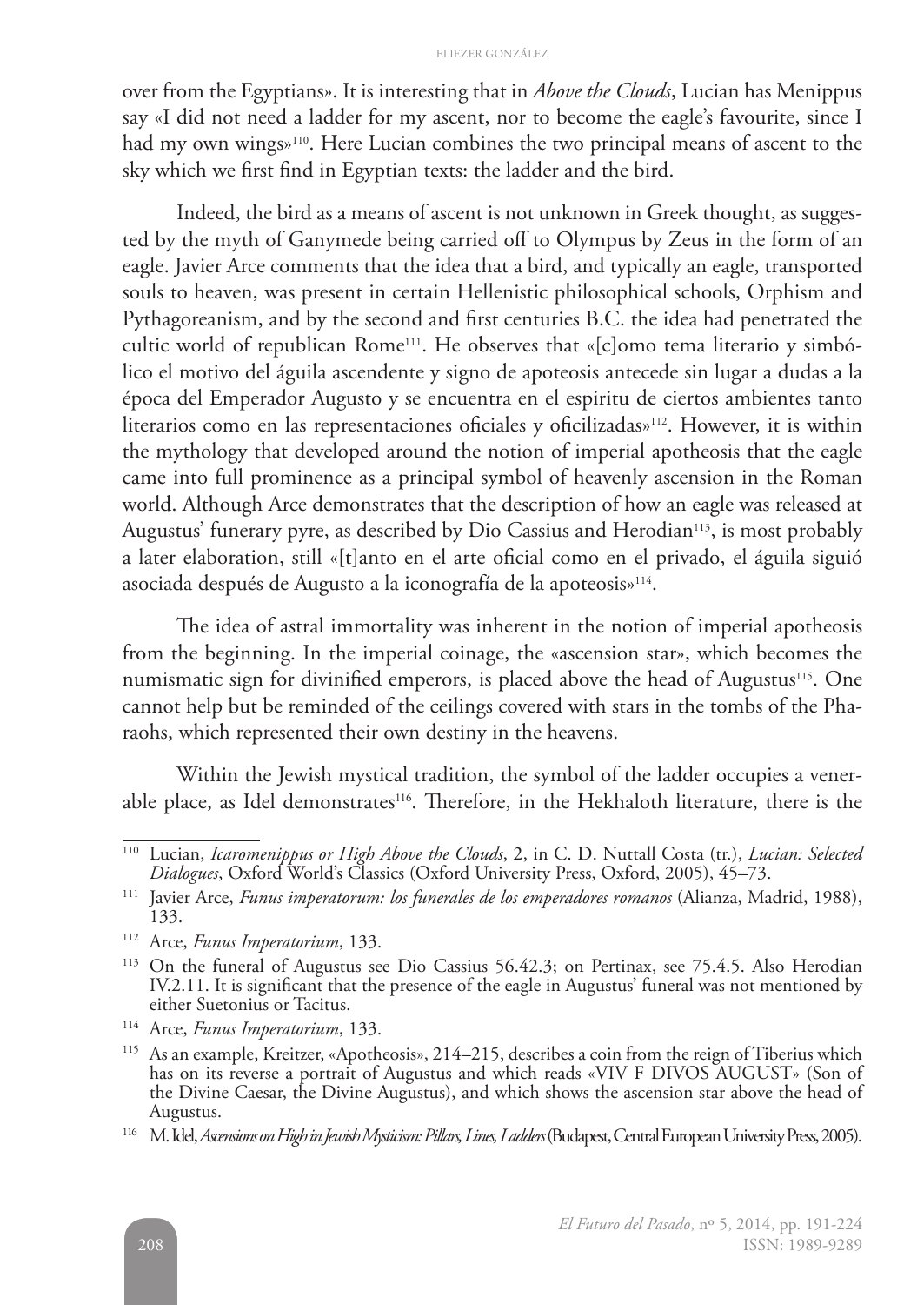over from the Egyptians». It is interesting that in *Above the Clouds*, Lucian has Menippus say «I did not need a ladder for my ascent, nor to become the eagle's favourite, since I had my own wings»[110]. Here Lucian combines the two principal means of ascent to the sky which we first find in Egyptian texts: the ladder and the bird.

Indeed, the bird as a means of ascent is not unknown in Greek thought, as suggested by the myth of Ganymede being carried off to Olympus by Zeus in the form of an eagle. Javier Arce comments that the idea that a bird, and typically an eagle, transported souls to heaven, was present in certain Hellenistic philosophical schools, Orphism and Pythagoreanism, and by the second and first centuries B.C. the idea had penetrated the cultic world of republican Rome[111]. He observes that «[c]omo tema literario y simbólico el motivo del águila ascendente y signo de apoteosis antecede sin lugar a dudas a la época del Emperador Augusto y se encuentra en el espiritu de ciertos ambientes tanto literarios como en las representaciones oficiales y oficilizadas»[112]. However, it is within the mythology that developed around the notion of imperial apotheosis that the eagle came into full prominence as a principal symbol of heavenly ascension in the Roman world. Although Arce demonstrates that the description of how an eagle was released at Augustus' funerary pyre, as described by Dio Cassius and Herodian[113], is most probably a later elaboration, still «[t]anto en el arte oficial como en el privado, el águila siguió asociada después de Augusto a la iconografía de la apoteosis»[114].

The idea of astral immortality was inherent in the notion of imperial apotheosis from the beginning. In the imperial coinage, the «ascension star», which becomes the numismatic sign for divinified emperors, is placed above the head of Augustus[115]. One cannot help but be reminded of the ceilings covered with stars in the tombs of the Pharaohs, which represented their own destiny in the heavens.

Within the Jewish mystical tradition, the symbol of the ladder occupies a venerable place, as Idel demonstrates[116]. Therefore, in the Hekhaloth literature, there is the

---

[110] Lucian, *Icaromenippus or High Above the Clouds*, 2, in C. D. Nuttall Costa (tr.), *Lucian: Selected Dialogues*, Oxford World's Classics (Oxford University Press, Oxford, 2005), 45–73.

[111] Javier Arce, *Funus imperatorum: los funerales de los emperadores romanos* (Alianza, Madrid, 1988), 133.

[112] Arce, *Funus Imperatorium*, 133.

[113] On the funeral of Augustus see Dio Cassius 56.42.3; on Pertinax, see 75.4.5. Also Herodian IV.2.11. It is significant that the presence of the eagle in Augustus' funeral was not mentioned by either Suetonius or Tacitus.

[114] Arce, *Funus Imperatorium*, 133.

[115] As an example, Kreitzer, «Apotheosis», 214–215, describes a coin from the reign of Tiberius which has on its reverse a portrait of Augustus and which reads «VIV F DIVOS AUGUST» (Son of the Divine Caesar, the Divine Augustus), and which shows the ascension star above the head of Augustus.

[116] M. Idel, *Ascensions on High in Jewish Mysticism: Pillars, Lines, Ladders* (Budapest, Central European University Press, 2005).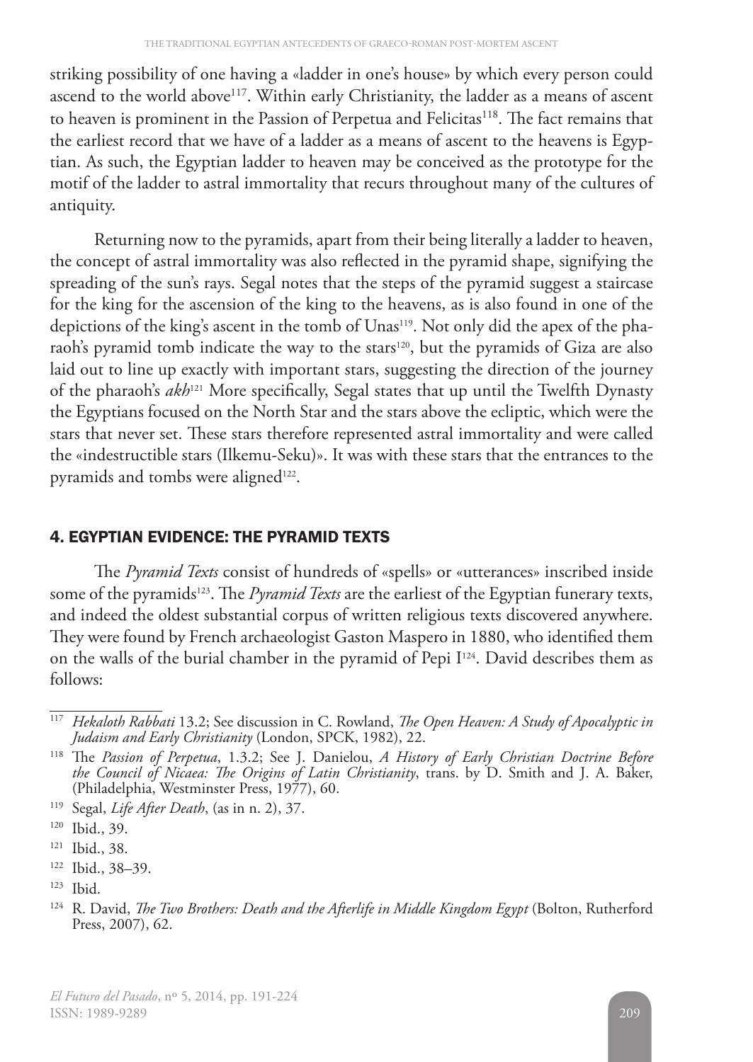striking possibility of one having a «ladder in one's house» by which every person could ascend to the world above[117]. Within early Christianity, the ladder as a means of ascent to heaven is prominent in the Passion of Perpetua and Felicitas[118]. The fact remains that the earliest record that we have of a ladder as a means of ascent to the heavens is Egyptian. As such, the Egyptian ladder to heaven may be conceived as the prototype for the motif of the ladder to astral immortality that recurs throughout many of the cultures of antiquity.

Returning now to the pyramids, apart from their being literally a ladder to heaven, the concept of astral immortality was also reflected in the pyramid shape, signifying the spreading of the sun's rays. Segal notes that the steps of the pyramid suggest a staircase for the king for the ascension of the king to the heavens, as is also found in one of the depictions of the king's ascent in the tomb of Unas[119]. Not only did the apex of the pharaoh's pyramid tomb indicate the way to the stars[120], but the pyramids of Giza are also laid out to line up exactly with important stars, suggesting the direction of the journey of the pharaoh's *akh*[121] More specifically, Segal states that up until the Twelfth Dynasty the Egyptians focused on the North Star and the stars above the ecliptic, which were the stars that never set. These stars therefore represented astral immortality and were called the «indestructible stars (Ilkemu-Seku)». It was with these stars that the entrances to the pyramids and tombs were aligned[122].

## 4. EGYPTIAN EVIDENCE: THE PYRAMID TEXTS

The *Pyramid Texts* consist of hundreds of «spells» or «utterances» inscribed inside some of the pyramids[123]. The *Pyramid Texts* are the earliest of the Egyptian funerary texts, and indeed the oldest substantial corpus of written religious texts discovered anywhere. They were found by French archaeologist Gaston Maspero in 1880, who identified them on the walls of the burial chamber in the pyramid of Pepi I[124]. David describes them as follows:

---

[117] *Hekaloth Rabbati* 13.2; See discussion in C. Rowland, *The Open Heaven: A Study of Apocalyptic in Judaism and Early Christianity* (London, SPCK, 1982), 22.

[118] The *Passion of Perpetua*, 1.3.2; See J. Danielou, *A History of Early Christian Doctrine Before the Council of Nicaea: The Origins of Latin Christianity*, trans. by D. Smith and J. A. Baker, (Philadelphia, Westminster Press, 1977), 60.

[119] Segal, *Life After Death*, (as in n. 2), 37.

[120] Ibid., 39.

[121] Ibid., 38.

[122] Ibid., 38–39.

[123] Ibid.

[124] R. David, *The Two Brothers: Death and the Afterlife in Middle Kingdom Egypt* (Bolton, Rutherford Press, 2007), 62.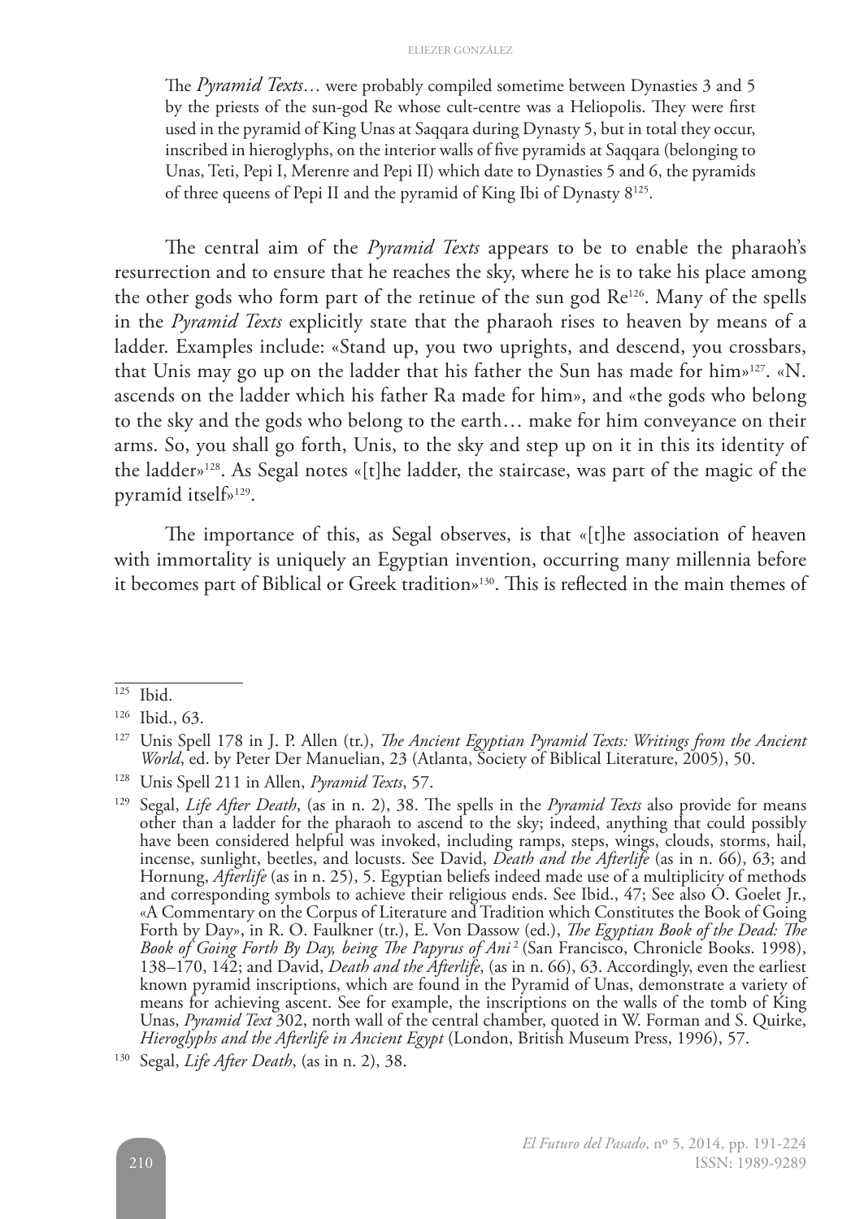> The *Pyramid Texts*… were probably compiled sometime between Dynasties 3 and 5 by the priests of the sun-god Re whose cult-centre was a Heliopolis. They were first used in the pyramid of King Unas at Saqqara during Dynasty 5, but in total they occur, inscribed in hieroglyphs, on the interior walls of five pyramids at Saqqara (belonging to Unas, Teti, Pepi I, Merenre and Pepi II) which date to Dynasties 5 and 6, the pyramids of three queens of Pepi II and the pyramid of King Ibi of Dynasty 8[125].

The central aim of the *Pyramid Texts* appears to be to enable the pharaoh's resurrection and to ensure that he reaches the sky, where he is to take his place among the other gods who form part of the retinue of the sun god Re[126]. Many of the spells in the *Pyramid Texts* explicitly state that the pharaoh rises to heaven by means of a ladder. Examples include: «Stand up, you two uprights, and descend, you crossbars, that Unis may go up on the ladder that his father the Sun has made for him»[127]. «N. ascends on the ladder which his father Ra made for him», and «the gods who belong to the sky and the gods who belong to the earth… make for him conveyance on their arms. So, you shall go forth, Unis, to the sky and step up on it in this its identity of the ladder»[128]. As Segal notes «[t]he ladder, the staircase, was part of the magic of the pyramid itself»[129].

The importance of this, as Segal observes, is that «[t]he association of heaven with immortality is uniquely an Egyptian invention, occurring many millennia before it becomes part of Biblical or Greek tradition»[130]. This is reflected in the main themes of

---

[125] Ibid.

[126] Ibid., 63.

[127] Unis Spell 178 in J. P. Allen (tr.), *The Ancient Egyptian Pyramid Texts: Writings from the Ancient World*, ed. by Peter Der Manuelian, 23 (Atlanta, Society of Biblical Literature, 2005), 50.

[128] Unis Spell 211 in Allen, *Pyramid Texts*, 57.

[129] Segal, *Life After Death*, (as in n. 2), 38. The spells in the *Pyramid Texts* also provide for means other than a ladder for the pharaoh to ascend to the sky; indeed, anything that could possibly have been considered helpful was invoked, including ramps, steps, wings, clouds, storms, hail, incense, sunlight, beetles, and locusts. See David, *Death and the Afterlife* (as in n. 66), 63; and Hornung, *Afterlife* (as in n. 25), 5. Egyptian beliefs indeed made use of a multiplicity of methods and corresponding symbols to achieve their religious ends. See Ibid., 47; See also O. Goelet Jr., «A Commentary on the Corpus of Literature and Tradition which Constitutes the Book of Going Forth by Day», in R. O. Faulkner (tr.), E. Von Dassow (ed.), *The Egyptian Book of the Dead: The Book of Going Forth By Day, being The Papyrus of Ani*[2] (San Francisco, Chronicle Books. 1998), 138–170, 142; and David, *Death and the Afterlife*, (as in n. 66), 63. Accordingly, even the earliest known pyramid inscriptions, which are found in the Pyramid of Unas, demonstrate a variety of means for achieving ascent. See for example, the inscriptions on the walls of the tomb of King Unas, *Pyramid Text* 302, north wall of the central chamber, quoted in W. Forman and S. Quirke, *Hieroglyphs and the Afterlife in Ancient Egypt* (London, British Museum Press, 1996), 57.

[130] Segal, *Life After Death*, (as in n. 2), 38.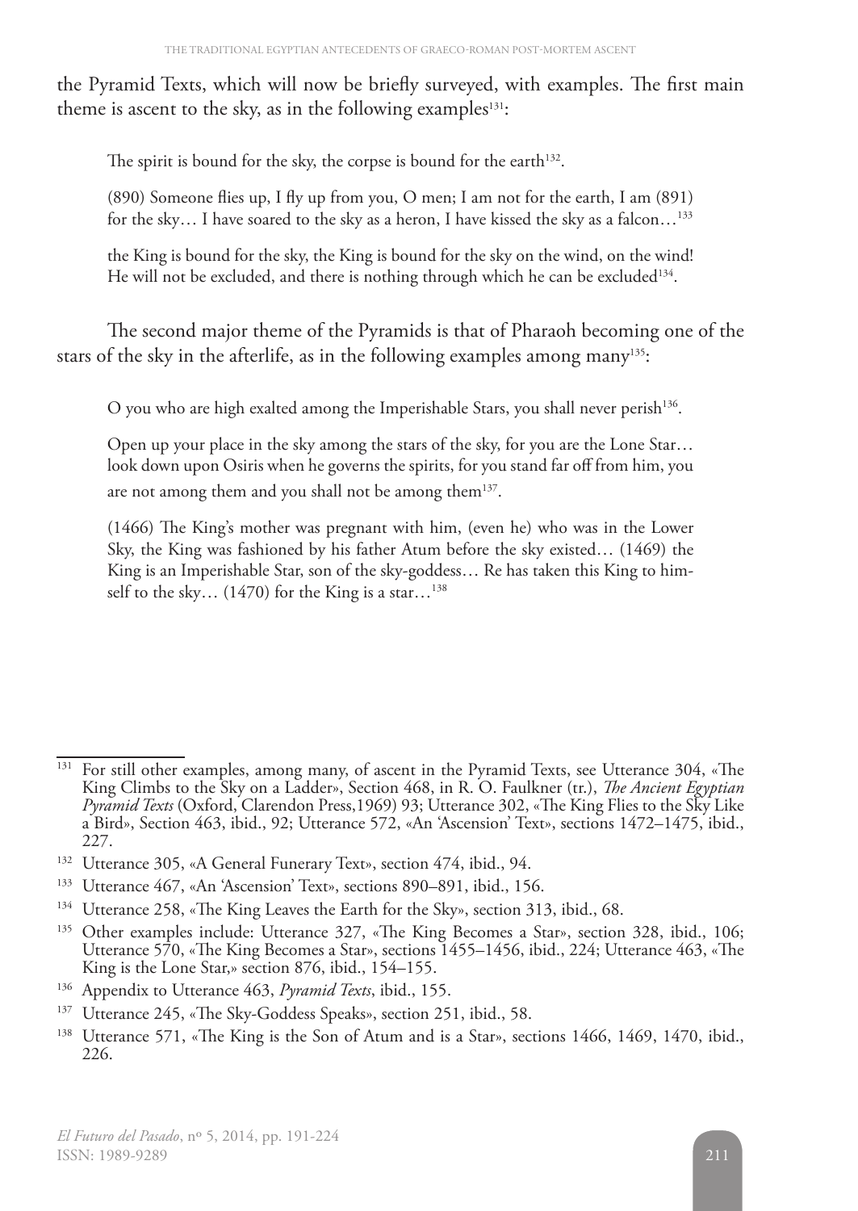the Pyramid Texts, which will now be briefly surveyed, with examples. The first main theme is ascent to the sky, as in the following examples[131]:

> The spirit is bound for the sky, the corpse is bound for the earth[132].

> (890) Someone flies up, I fly up from you, O men; I am not for the earth, I am (891) for the sky… I have soared to the sky as a heron, I have kissed the sky as a falcon…[133]

> the King is bound for the sky, the King is bound for the sky on the wind, on the wind! He will not be excluded, and there is nothing through which he can be excluded[134].

The second major theme of the Pyramids is that of Pharaoh becoming one of the stars of the sky in the afterlife, as in the following examples among many[135]:

> O you who are high exalted among the Imperishable Stars, you shall never perish[136].

> Open up your place in the sky among the stars of the sky, for you are the Lone Star… look down upon Osiris when he governs the spirits, for you stand far off from him, you are not among them and you shall not be among them[137].

> (1466) The King's mother was pregnant with him, (even he) who was in the Lower Sky, the King was fashioned by his father Atum before the sky existed… (1469) the King is an Imperishable Star, son of the sky-goddess… Re has taken this King to himself to the sky… (1470) for the King is a star…[138]

---

[131] For still other examples, among many, of ascent in the Pyramid Texts, see Utterance 304, «The King Climbs to the Sky on a Ladder», Section 468, in R. O. Faulkner (tr.), *The Ancient Egyptian Pyramid Texts* (Oxford, Clarendon Press,1969) 93; Utterance 302, «The King Flies to the Sky Like a Bird», Section 463, ibid., 92; Utterance 572, «An 'Ascension' Text», sections 1472–1475, ibid., 227.

[132] Utterance 305, «A General Funerary Text», section 474, ibid., 94.

[133] Utterance 467, «An 'Ascension' Text», sections 890–891, ibid., 156.

[134] Utterance 258, «The King Leaves the Earth for the Sky», section 313, ibid., 68.

[135] Other examples include: Utterance 327, «The King Becomes a Star», section 328, ibid., 106; Utterance 570, «The King Becomes a Star», sections 1455–1456, ibid., 224; Utterance 463, «The King is the Lone Star,» section 876, ibid., 154–155.

[136] Appendix to Utterance 463, *Pyramid Texts*, ibid., 155.

[137] Utterance 245, «The Sky-Goddess Speaks», section 251, ibid., 58.

[138] Utterance 571, «The King is the Son of Atum and is a Star», sections 1466, 1469, 1470, ibid., 226.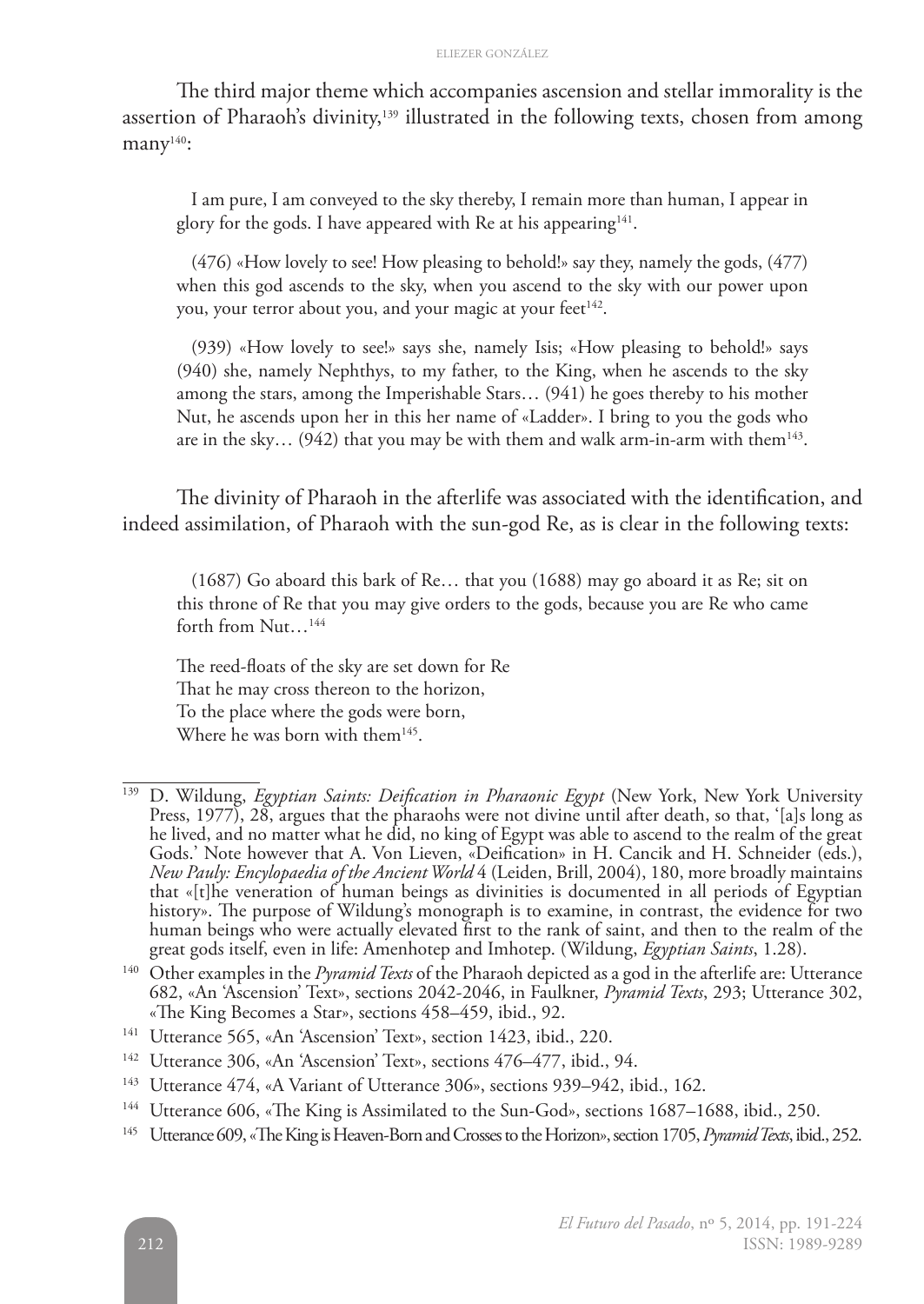The third major theme which accompanies ascension and stellar immorality is the assertion of Pharaoh's divinity,[139] illustrated in the following texts, chosen from among many[140]:

> I am pure, I am conveyed to the sky thereby, I remain more than human, I appear in glory for the gods. I have appeared with Re at his appearing[141].

> (476) «How lovely to see! How pleasing to behold!» say they, namely the gods, (477) when this god ascends to the sky, when you ascend to the sky with our power upon you, your terror about you, and your magic at your feet[142].

> (939) «How lovely to see!» says she, namely Isis; «How pleasing to behold!» says (940) she, namely Nephthys, to my father, to the King, when he ascends to the sky among the stars, among the Imperishable Stars… (941) he goes thereby to his mother Nut, he ascends upon her in this her name of «Ladder». I bring to you the gods who are in the sky… (942) that you may be with them and walk arm-in-arm with them[143].

The divinity of Pharaoh in the afterlife was associated with the identification, and indeed assimilation, of Pharaoh with the sun-god Re, as is clear in the following texts:

> (1687) Go aboard this bark of Re… that you (1688) may go aboard it as Re; sit on this throne of Re that you may give orders to the gods, because you are Re who came forth from Nut…[144]

> The reed-floats of the sky are set down for Re  
> That he may cross thereon to the horizon,  
> To the place where the gods were born,  
> Where he was born with them[145].

---

[139] D. Wildung, *Egyptian Saints: Deification in Pharaonic Egypt* (New York, New York University Press, 1977), 28, argues that the pharaohs were not divine until after death, so that, '[a]s long as he lived, and no matter what he did, no king of Egypt was able to ascend to the realm of the great Gods.' Note however that A. Von Lieven, «Deification» in H. Cancik and H. Schneider (eds.), *New Pauly: Encylopaedia of the Ancient World* 4 (Leiden, Brill, 2004), 180, more broadly maintains that «[t]he veneration of human beings as divinities is documented in all periods of Egyptian history». The purpose of Wildung's monograph is to examine, in contrast, the evidence for two human beings who were actually elevated first to the rank of saint, and then to the realm of the great gods itself, even in life: Amenhotep and Imhotep. (Wildung, *Egyptian Saints*, 1.28).

[140] Other examples in the *Pyramid Texts* of the Pharaoh depicted as a god in the afterlife are: Utterance 682, «An 'Ascension' Text», sections 2042-2046, in Faulkner, *Pyramid Texts*, 293; Utterance 302, «The King Becomes a Star», sections 458–459, ibid., 92.

[141] Utterance 565, «An 'Ascension' Text», section 1423, ibid., 220.

[142] Utterance 306, «An 'Ascension' Text», sections 476–477, ibid., 94.

[143] Utterance 474, «A Variant of Utterance 306», sections 939–942, ibid., 162.

[144] Utterance 606, «The King is Assimilated to the Sun-God», sections 1687–1688, ibid., 250.

[145] Utterance 609, «The King is Heaven-Born and Crosses to the Horizon», section 1705, *Pyramid Texts*, ibid., 252.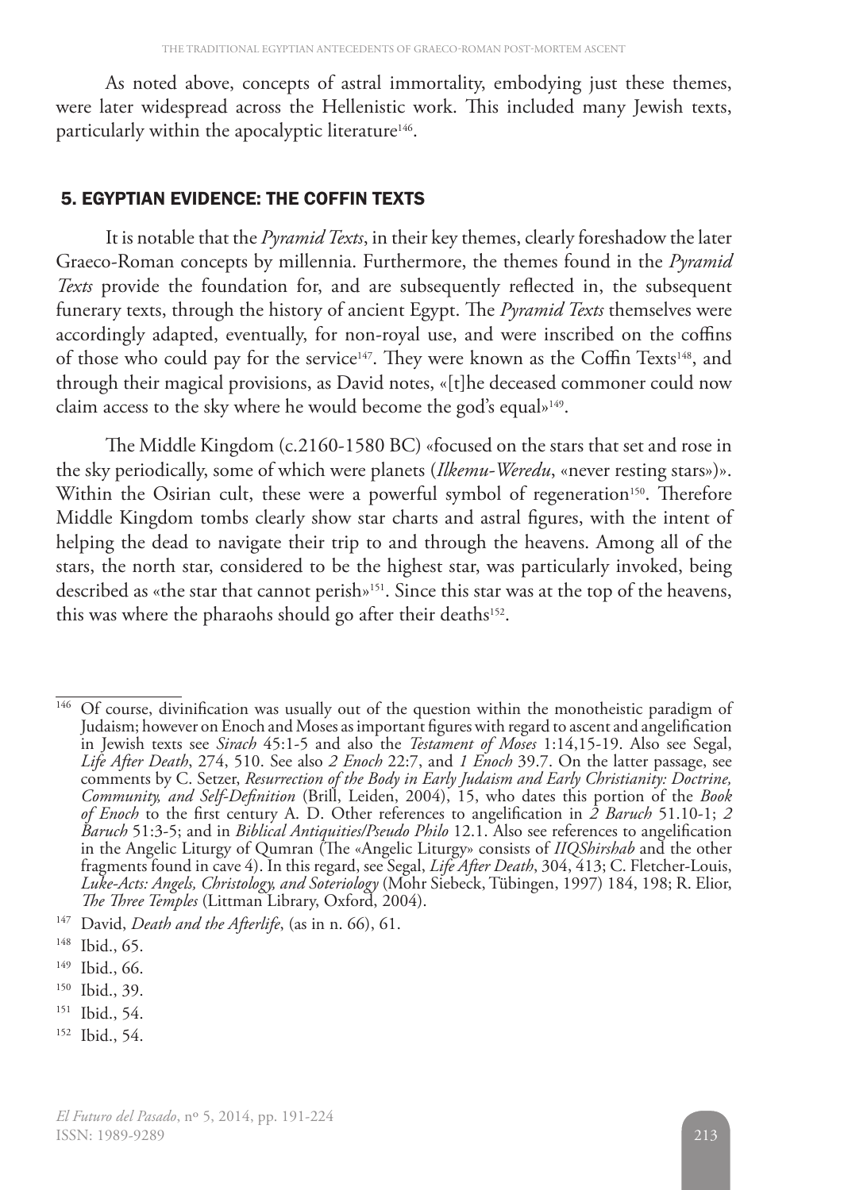As noted above, concepts of astral immortality, embodying just these themes, were later widespread across the Hellenistic work. This included many Jewish texts, particularly within the apocalyptic literature[146].

## 5. EGYPTIAN EVIDENCE: THE COFFIN TEXTS

It is notable that the *Pyramid Texts*, in their key themes, clearly foreshadow the later Graeco-Roman concepts by millennia. Furthermore, the themes found in the *Pyramid Texts* provide the foundation for, and are subsequently reflected in, the subsequent funerary texts, through the history of ancient Egypt. The *Pyramid Texts* themselves were accordingly adapted, eventually, for non-royal use, and were inscribed on the coffins of those who could pay for the service[147]. They were known as the Coffin Texts[148], and through their magical provisions, as David notes, «[t]he deceased commoner could now claim access to the sky where he would become the god's equal»[149].

The Middle Kingdom (c.2160-1580 BC) «focused on the stars that set and rose in the sky periodically, some of which were planets (*Ilkemu-Weredu*, «never resting stars»)». Within the Osirian cult, these were a powerful symbol of regeneration[150]. Therefore Middle Kingdom tombs clearly show star charts and astral figures, with the intent of helping the dead to navigate their trip to and through the heavens. Among all of the stars, the north star, considered to be the highest star, was particularly invoked, being described as «the star that cannot perish»[151]. Since this star was at the top of the heavens, this was where the pharaohs should go after their deaths[152].

---

[146] Of course, divinification was usually out of the question within the monotheistic paradigm of Judaism; however on Enoch and Moses as important figures with regard to ascent and angelification in Jewish texts see *Sirach* 45:1-5 and also the *Testament of Moses* 1:14,15-19. Also see Segal, *Life After Death*, 274, 510. See also *2 Enoch* 22:7, and *1 Enoch* 39.7. On the latter passage, see comments by C. Setzer, *Resurrection of the Body in Early Judaism and Early Christianity: Doctrine, Community, and Self-Definition* (Brill, Leiden, 2004), 15, who dates this portion of the *Book of Enoch* to the first century A. D. Other references to angelification in *2 Baruch* 51.10-1; *2 Baruch* 51:3-5; and in *Biblical Antiquities/Pseudo Philo* 12.1. Also see references to angelification in the Angelic Liturgy of Qumran (The «Angelic Liturgy» consists of *IIQShirshab* and the other fragments found in cave 4). In this regard, see Segal, *Life After Death*, 304, 413; C. Fletcher-Louis, *Luke-Acts: Angels, Christology, and Soteriology* (Mohr Siebeck, Tübingen, 1997) 184, 198; R. Elior, *The Three Temples* (Littman Library, Oxford, 2004).

[147] David, *Death and the Afterlife*, (as in n. 66), 61.

[148] Ibid., 65.

[149] Ibid., 66.

[150] Ibid., 39.

[151] Ibid., 54.

[152] Ibid., 54.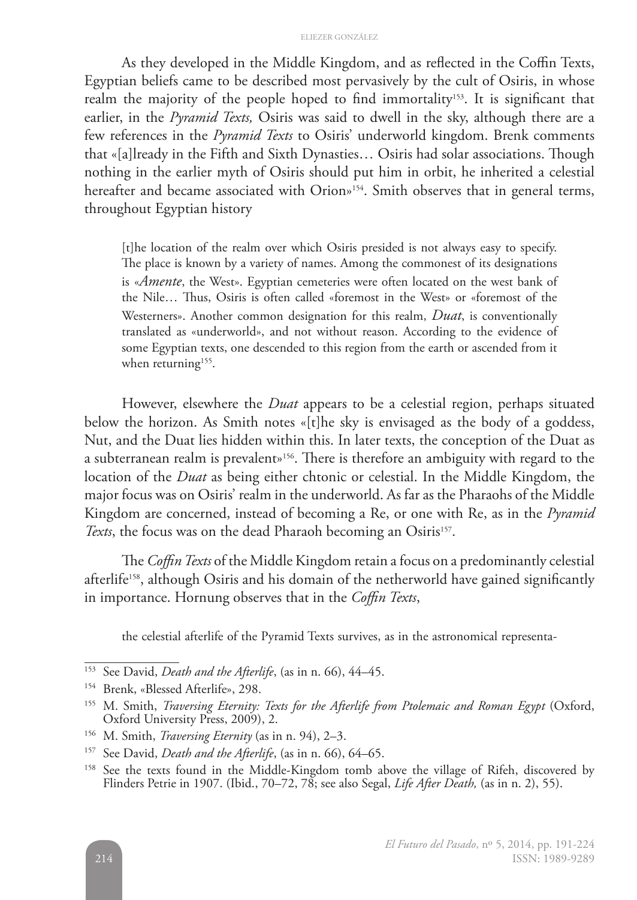As they developed in the Middle Kingdom, and as reflected in the Coffin Texts, Egyptian beliefs came to be described most pervasively by the cult of Osiris, in whose realm the majority of the people hoped to find immortality[153]. It is significant that earlier, in the *Pyramid Texts,* Osiris was said to dwell in the sky, although there are a few references in the *Pyramid Texts* to Osiris' underworld kingdom. Brenk comments that «[a]lready in the Fifth and Sixth Dynasties… Osiris had solar associations. Though nothing in the earlier myth of Osiris should put him in orbit, he inherited a celestial hereafter and became associated with Orion»[154]. Smith observes that in general terms, throughout Egyptian history

> [t]he location of the realm over which Osiris presided is not always easy to specify. The place is known by a variety of names. Among the commonest of its designations is «*Amente*, the West». Egyptian cemeteries were often located on the west bank of the Nile… Thus, Osiris is often called «foremost in the West» or «foremost of the Westerners». Another common designation for this realm, *Duat*, is conventionally translated as «underworld», and not without reason. According to the evidence of some Egyptian texts, one descended to this region from the earth or ascended from it when returning[155].

However, elsewhere the *Duat* appears to be a celestial region, perhaps situated below the horizon. As Smith notes «[t]he sky is envisaged as the body of a goddess, Nut, and the Duat lies hidden within this. In later texts, the conception of the Duat as a subterranean realm is prevalent»[156]. There is therefore an ambiguity with regard to the location of the *Duat* as being either chtonic or celestial. In the Middle Kingdom, the major focus was on Osiris' realm in the underworld. As far as the Pharaohs of the Middle Kingdom are concerned, instead of becoming a Re, or one with Re, as in the *Pyramid Texts*, the focus was on the dead Pharaoh becoming an Osiris[157].

The *Coffin Texts* of the Middle Kingdom retain a focus on a predominantly celestial afterlife[158], although Osiris and his domain of the netherworld have gained significantly in importance. Hornung observes that in the *Coffin Texts*,

> the celestial afterlife of the Pyramid Texts survives, as in the astronomical representa-

---

[153] See David, *Death and the Afterlife*, (as in n. 66), 44–45.

[154] Brenk, «Blessed Afterlife», 298.

[155] M. Smith, *Traversing Eternity: Texts for the Afterlife from Ptolemaic and Roman Egypt* (Oxford, Oxford University Press, 2009), 2.

[156] M. Smith, *Traversing Eternity* (as in n. 94), 2–3.

[157] See David, *Death and the Afterlife*, (as in n. 66), 64–65.

[158] See the texts found in the Middle-Kingdom tomb above the village of Rifeh, discovered by Flinders Petrie in 1907. (Ibid., 70–72, 78; see also Segal, *Life After Death,* (as in n. 2), 55).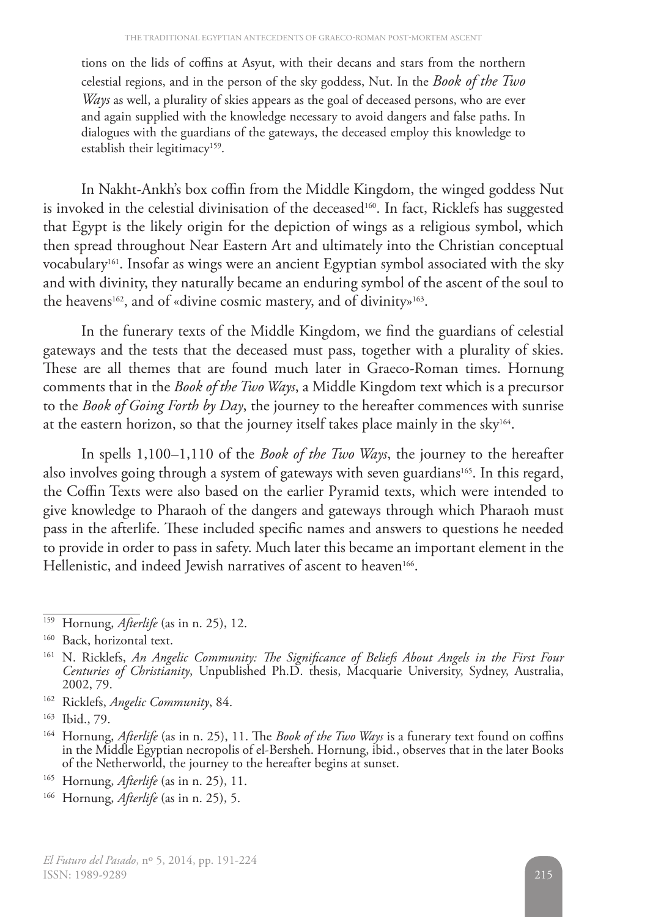tions on the lids of coffins at Asyut, with their decans and stars from the northern celestial regions, and in the person of the sky goddess, Nut. In the *Book of the Two Ways* as well, a plurality of skies appears as the goal of deceased persons, who are ever and again supplied with the knowledge necessary to avoid dangers and false paths. In dialogues with the guardians of the gateways, the deceased employ this knowledge to establish their legitimacy[159].

In Nakht-Ankh's box coffin from the Middle Kingdom, the winged goddess Nut is invoked in the celestial divinisation of the deceased[160]. In fact, Ricklefs has suggested that Egypt is the likely origin for the depiction of wings as a religious symbol, which then spread throughout Near Eastern Art and ultimately into the Christian conceptual vocabulary[161]. Insofar as wings were an ancient Egyptian symbol associated with the sky and with divinity, they naturally became an enduring symbol of the ascent of the soul to the heavens[162], and of «divine cosmic mastery, and of divinity»[163].

In the funerary texts of the Middle Kingdom, we find the guardians of celestial gateways and the tests that the deceased must pass, together with a plurality of skies. These are all themes that are found much later in Graeco-Roman times. Hornung comments that in the *Book of the Two Ways*, a Middle Kingdom text which is a precursor to the *Book of Going Forth by Day*, the journey to the hereafter commences with sunrise at the eastern horizon, so that the journey itself takes place mainly in the sky[164].

In spells 1,100–1,110 of the *Book of the Two Ways*, the journey to the hereafter also involves going through a system of gateways with seven guardians[165]. In this regard, the Coffin Texts were also based on the earlier Pyramid texts, which were intended to give knowledge to Pharaoh of the dangers and gateways through which Pharaoh must pass in the afterlife. These included specific names and answers to questions he needed to provide in order to pass in safety. Much later this became an important element in the Hellenistic, and indeed Jewish narratives of ascent to heaven[166].

---

[159] Hornung, *Afterlife* (as in n. 25), 12.

[160] Back, horizontal text.

[161] N. Ricklefs, *An Angelic Community: The Significance of Beliefs About Angels in the First Four Centuries of Christianity*, Unpublished Ph.D. thesis, Macquarie University, Sydney, Australia, 2002, 79.

[162] Ricklefs, *Angelic Community*, 84.

[163] Ibid., 79.

[164] Hornung, *Afterlife* (as in n. 25), 11. The *Book of the Two Ways* is a funerary text found on coffins in the Middle Egyptian necropolis of el-Bersheh. Hornung, ibid., observes that in the later Books of the Netherworld, the journey to the hereafter begins at sunset.

[165] Hornung, *Afterlife* (as in n. 25), 11.

[166] Hornung, *Afterlife* (as in n. 25), 5.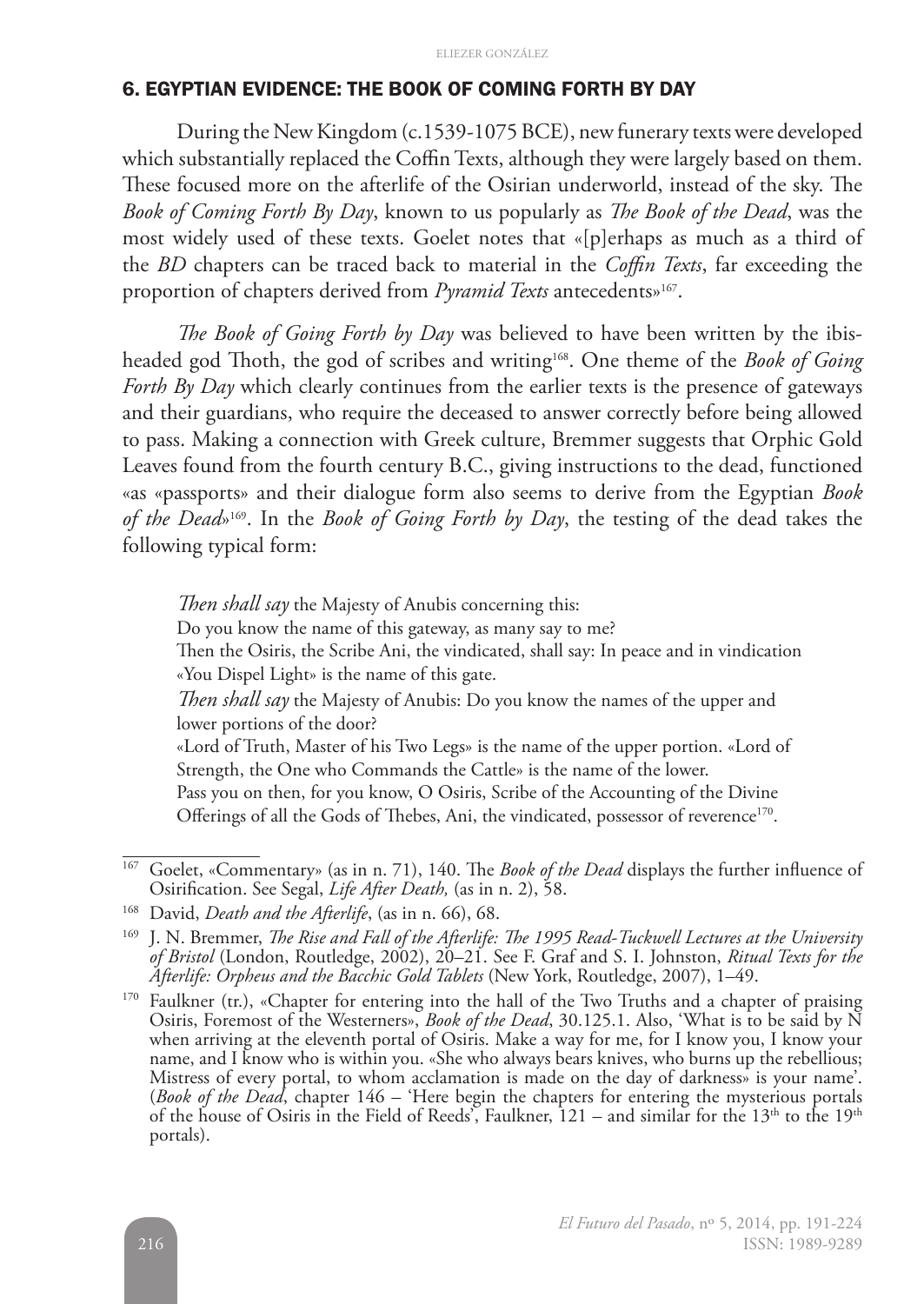## 6. EGYPTIAN EVIDENCE: THE BOOK OF COMING FORTH BY DAY

During the New Kingdom (c.1539-1075 BCE), new funerary texts were developed which substantially replaced the Coffin Texts, although they were largely based on them. These focused more on the afterlife of the Osirian underworld, instead of the sky. The *Book of Coming Forth By Day*, known to us popularly as *The Book of the Dead*, was the most widely used of these texts. Goelet notes that «[p]erhaps as much as a third of the *BD* chapters can be traced back to material in the *Coffin Texts*, far exceeding the proportion of chapters derived from *Pyramid Texts* antecedents»[167].

*The Book of Going Forth by Day* was believed to have been written by the ibis-headed god Thoth, the god of scribes and writing[168]. One theme of the *Book of Going Forth By Day* which clearly continues from the earlier texts is the presence of gateways and their guardians, who require the deceased to answer correctly before being allowed to pass. Making a connection with Greek culture, Bremmer suggests that Orphic Gold Leaves found from the fourth century B.C., giving instructions to the dead, functioned «as «passports» and their dialogue form also seems to derive from the Egyptian *Book of the Dead*»[169]. In the *Book of Going Forth by Day*, the testing of the dead takes the following typical form:

> *Then shall say* the Majesty of Anubis concerning this:
> Do you know the name of this gateway, as many say to me?
> Then the Osiris, the Scribe Ani, the vindicated, shall say: In peace and in vindication «You Dispel Light» is the name of this gate.
> *Then shall say* the Majesty of Anubis: Do you know the names of the upper and lower portions of the door?
> «Lord of Truth, Master of his Two Legs» is the name of the upper portion. «Lord of Strength, the One who Commands the Cattle» is the name of the lower.
> Pass you on then, for you know, O Osiris, Scribe of the Accounting of the Divine Offerings of all the Gods of Thebes, Ani, the vindicated, possessor of reverence[170].

---

[167] Goelet, «Commentary» (as in n. 71), 140. The *Book of the Dead* displays the further influence of Osirification. See Segal, *Life After Death,* (as in n. 2), 58.

[168] David, *Death and the Afterlife*, (as in n. 66), 68.

[169] J. N. Bremmer, *The Rise and Fall of the Afterlife: The 1995 Read-Tuckwell Lectures at the University of Bristol* (London, Routledge, 2002), 20–21. See F. Graf and S. I. Johnston, *Ritual Texts for the Afterlife: Orpheus and the Bacchic Gold Tablets* (New York, Routledge, 2007), 1–49.

[170] Faulkner (tr.), «Chapter for entering into the hall of the Two Truths and a chapter of praising Osiris, Foremost of the Westerners», *Book of the Dead*, 30.125.1. Also, 'What is to be said by N when arriving at the eleventh portal of Osiris. Make a way for me, for I know you, I know your name, and I know who is within you. «She who always bears knives, who burns up the rebellious; Mistress of every portal, to whom acclamation is made on the day of darkness» is your name'. (*Book of the Dead*, chapter 146 – 'Here begin the chapters for entering the mysterious portals of the house of Osiris in the Field of Reeds', Faulkner, 121 – and similar for the 13th to the 19th portals).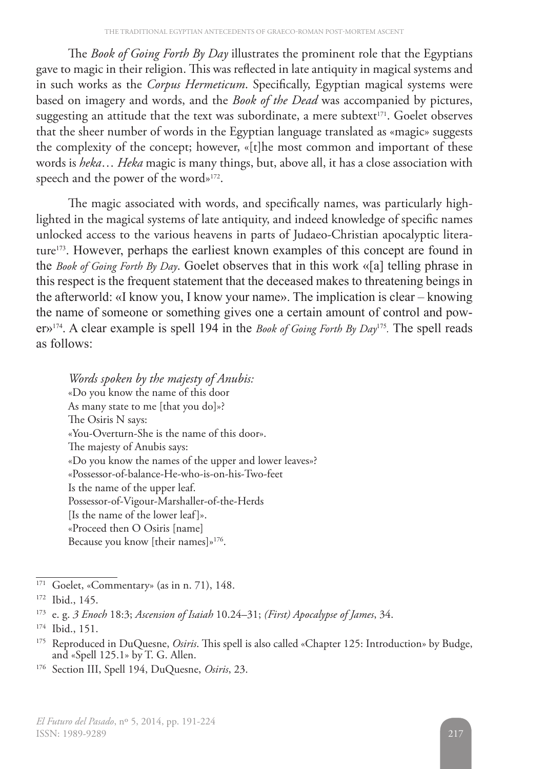The *Book of Going Forth By Day* illustrates the prominent role that the Egyptians gave to magic in their religion. This was reflected in late antiquity in magical systems and in such works as the *Corpus Hermeticum*. Specifically, Egyptian magical systems were based on imagery and words, and the *Book of the Dead* was accompanied by pictures, suggesting an attitude that the text was subordinate, a mere subtext[171]. Goelet observes that the sheer number of words in the Egyptian language translated as «magic» suggests the complexity of the concept; however, «[t]he most common and important of these words is *heka*… *Heka* magic is many things, but, above all, it has a close association with speech and the power of the word»[172].

The magic associated with words, and specifically names, was particularly highlighted in the magical systems of late antiquity, and indeed knowledge of specific names unlocked access to the various heavens in parts of Judaeo-Christian apocalyptic literature[173]. However, perhaps the earliest known examples of this concept are found in the *Book of Going Forth By Day*. Goelet observes that in this work «[a] telling phrase in this respect is the frequent statement that the deceased makes to threatening beings in the afterworld: «I know you, I know your name». The implication is clear – knowing the name of someone or something gives one a certain amount of control and power»[174]. A clear example is spell 194 in the *Book of Going Forth By Day*[175]. The spell reads as follows:

> *Words spoken by the majesty of Anubis:*
> «Do you know the name of this door
> As many state to me [that you do]»?
> The Osiris N says:
> «You-Overturn-She is the name of this door».
> The majesty of Anubis says:
> «Do you know the names of the upper and lower leaves»?
> «Possessor-of-balance-He-who-is-on-his-Two-feet
> Is the name of the upper leaf.
> Possessor-of-Vigour-Marshaller-of-the-Herds
> [Is the name of the lower leaf]».
> «Proceed then O Osiris [name]
> Because you know [their names]»[176].

---

[171] Goelet, «Commentary» (as in n. 71), 148.

[172] Ibid., 145.

[173] e. g. *3 Enoch* 18:3; *Ascension of Isaiah* 10.24–31; *(First) Apocalypse of James*, 34.

[174] Ibid., 151.

[175] Reproduced in DuQuesne, *Osiris*. This spell is also called «Chapter 125: Introduction» by Budge, and «Spell 125.1» by T. G. Allen.

[176] Section III, Spell 194, DuQuesne, *Osiris*, 23.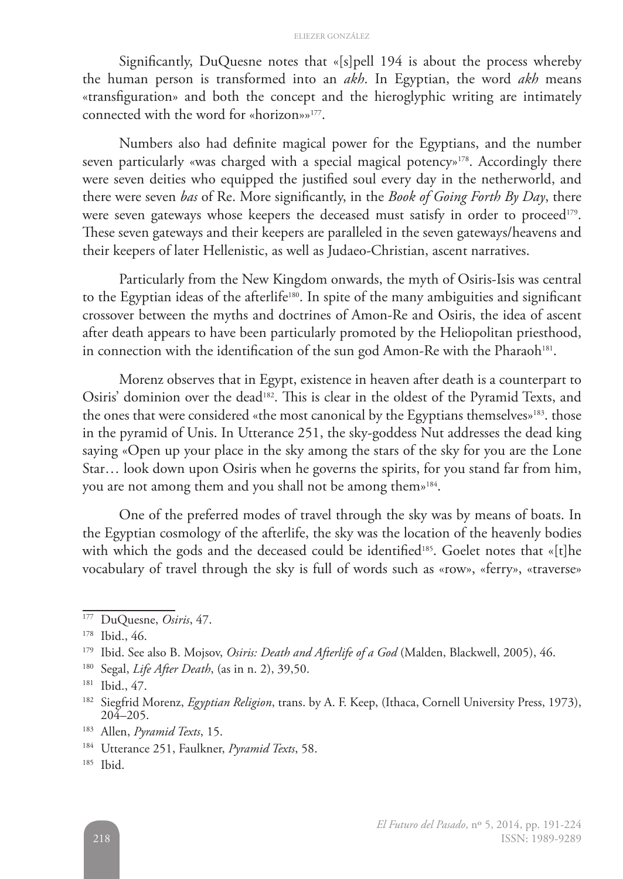Significantly, DuQuesne notes that «[s]pell 194 is about the process whereby the human person is transformed into an *akh*. In Egyptian, the word *akh* means «transfiguration» and both the concept and the hieroglyphic writing are intimately connected with the word for «horizon»»[177].

Numbers also had definite magical power for the Egyptians, and the number seven particularly «was charged with a special magical potency»[178]. Accordingly there were seven deities who equipped the justified soul every day in the netherworld, and there were seven *bas* of Re. More significantly, in the *Book of Going Forth By Day*, there were seven gateways whose keepers the deceased must satisfy in order to proceed[179]. These seven gateways and their keepers are paralleled in the seven gateways/heavens and their keepers of later Hellenistic, as well as Judaeo-Christian, ascent narratives.

Particularly from the New Kingdom onwards, the myth of Osiris-Isis was central to the Egyptian ideas of the afterlife[180]. In spite of the many ambiguities and significant crossover between the myths and doctrines of Amon-Re and Osiris, the idea of ascent after death appears to have been particularly promoted by the Heliopolitan priesthood, in connection with the identification of the sun god Amon-Re with the Pharaoh[181].

Morenz observes that in Egypt, existence in heaven after death is a counterpart to Osiris' dominion over the dead[182]. This is clear in the oldest of the Pyramid Texts, and the ones that were considered «the most canonical by the Egyptians themselves»[183]. those in the pyramid of Unis. In Utterance 251, the sky-goddess Nut addresses the dead king saying «Open up your place in the sky among the stars of the sky for you are the Lone Star… look down upon Osiris when he governs the spirits, for you stand far from him, you are not among them and you shall not be among them»[184].

One of the preferred modes of travel through the sky was by means of boats. In the Egyptian cosmology of the afterlife, the sky was the location of the heavenly bodies with which the gods and the deceased could be identified[185]. Goelet notes that «[t]he vocabulary of travel through the sky is full of words such as «row», «ferry», «traverse»

---

[177] DuQuesne, *Osiris*, 47.

[178] Ibid., 46.

[179] Ibid. See also B. Mojsov, *Osiris: Death and Afterlife of a God* (Malden, Blackwell, 2005), 46.

[180] Segal, *Life After Death*, (as in n. 2), 39,50.

[181] Ibid., 47.

[182] Siegfrid Morenz, *Egyptian Religion*, trans. by A. F. Keep, (Ithaca, Cornell University Press, 1973), 204–205.

[183] Allen, *Pyramid Texts*, 15.

[184] Utterance 251, Faulkner, *Pyramid Texts*, 58.

[185] Ibid.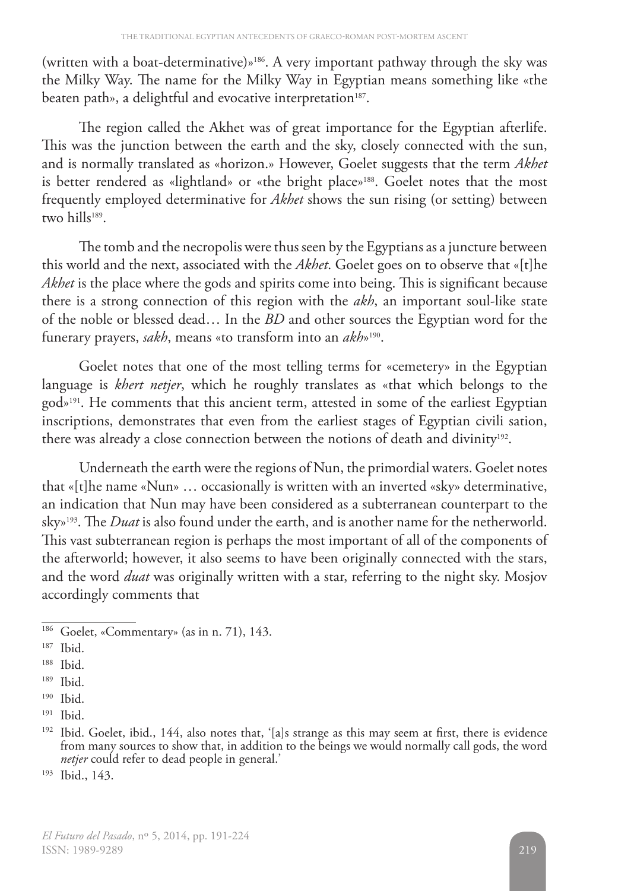(written with a boat-determinative)»[186]. A very important pathway through the sky was the Milky Way. The name for the Milky Way in Egyptian means something like «the beaten path», a delightful and evocative interpretation[187].

The region called the Akhet was of great importance for the Egyptian afterlife. This was the junction between the earth and the sky, closely connected with the sun, and is normally translated as «horizon.» However, Goelet suggests that the term *Akhet* is better rendered as «lightland» or «the bright place»[188]. Goelet notes that the most frequently employed determinative for *Akhet* shows the sun rising (or setting) between two hills[189].

The tomb and the necropolis were thus seen by the Egyptians as a juncture between this world and the next, associated with the *Akhet*. Goelet goes on to observe that «[t]he *Akhet* is the place where the gods and spirits come into being. This is significant because there is a strong connection of this region with the *akh*, an important soul-like state of the noble or blessed dead… In the *BD* and other sources the Egyptian word for the funerary prayers, *sakh*, means «to transform into an *akh*»[190].

Goelet notes that one of the most telling terms for «cemetery» in the Egyptian language is *khert netjer*, which he roughly translates as «that which belongs to the god»[191]. He comments that this ancient term, attested in some of the earliest Egyptian inscriptions, demonstrates that even from the earliest stages of Egyptian civili sation, there was already a close connection between the notions of death and divinity[192].

Underneath the earth were the regions of Nun, the primordial waters. Goelet notes that «[t]he name «Nun» … occasionally is written with an inverted «sky» determinative, an indication that Nun may have been considered as a subterranean counterpart to the sky»[193]. The *Duat* is also found under the earth, and is another name for the netherworld. This vast subterranean region is perhaps the most important of all of the components of the afterworld; however, it also seems to have been originally connected with the stars, and the word *duat* was originally written with a star, referring to the night sky. Mosjov accordingly comments that

---

[186] Goelet, «Commentary» (as in n. 71), 143.

[187] Ibid.

[188] Ibid.

[189] Ibid.

[190] Ibid.

[191] Ibid.

[192] Ibid. Goelet, ibid., 144, also notes that, '[a]s strange as this may seem at first, there is evidence from many sources to show that, in addition to the beings we would normally call gods, the word *netjer* could refer to dead people in general.'

[193] Ibid., 143.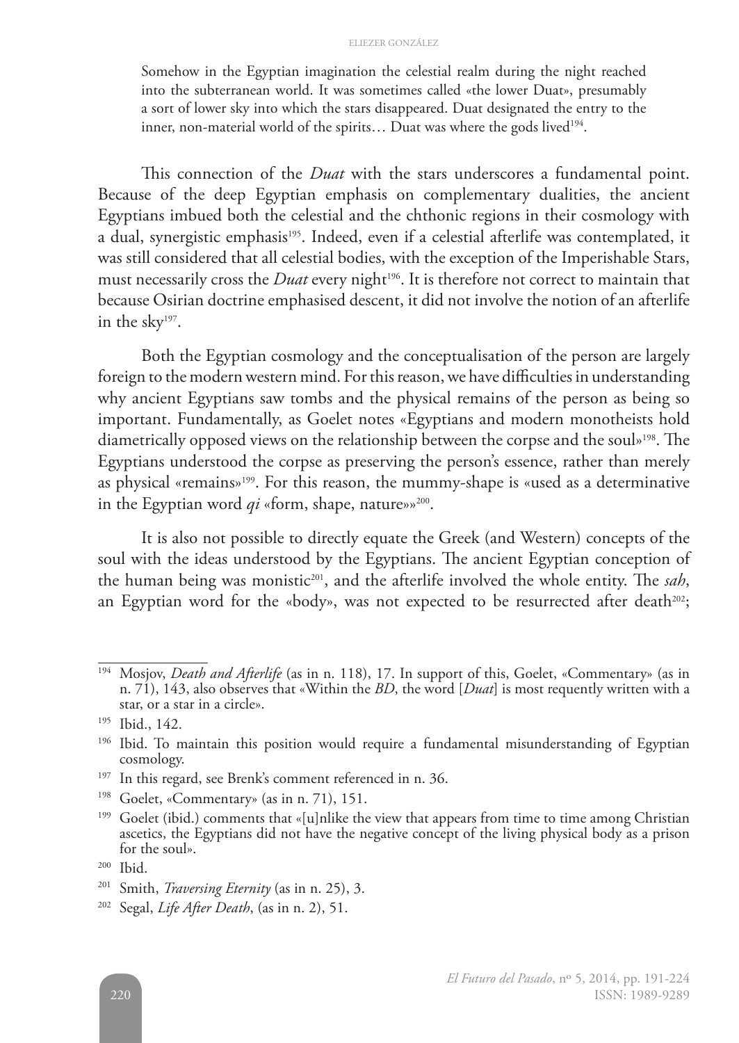> Somehow in the Egyptian imagination the celestial realm during the night reached into the subterranean world. It was sometimes called «the lower Duat», presumably a sort of lower sky into which the stars disappeared. Duat designated the entry to the inner, non-material world of the spirits… Duat was where the gods lived[194].

This connection of the *Duat* with the stars underscores a fundamental point. Because of the deep Egyptian emphasis on complementary dualities, the ancient Egyptians imbued both the celestial and the chthonic regions in their cosmology with a dual, synergistic emphasis[195]. Indeed, even if a celestial afterlife was contemplated, it was still considered that all celestial bodies, with the exception of the Imperishable Stars, must necessarily cross the *Duat* every night[196]. It is therefore not correct to maintain that because Osirian doctrine emphasised descent, it did not involve the notion of an afterlife in the sky[197].

Both the Egyptian cosmology and the conceptualisation of the person are largely foreign to the modern western mind. For this reason, we have difficulties in understanding why ancient Egyptians saw tombs and the physical remains of the person as being so important. Fundamentally, as Goelet notes «Egyptians and modern monotheists hold diametrically opposed views on the relationship between the corpse and the soul»[198]. The Egyptians understood the corpse as preserving the person's essence, rather than merely as physical «remains»[199]. For this reason, the mummy-shape is «used as a determinative in the Egyptian word *qi* «form, shape, nature»»[200].

It is also not possible to directly equate the Greek (and Western) concepts of the soul with the ideas understood by the Egyptians. The ancient Egyptian conception of the human being was monistic[201], and the afterlife involved the whole entity. The *sah*, an Egyptian word for the «body», was not expected to be resurrected after death[202];

---

[194] Mosjov, *Death and Afterlife* (as in n. 118), 17. In support of this, Goelet, «Commentary» (as in n. 71), 143, also observes that «Within the *BD*, the word [*Duat*] is most requently written with a star, or a star in a circle».

[195] Ibid., 142.

[196] Ibid. To maintain this position would require a fundamental misunderstanding of Egyptian cosmology.

[197] In this regard, see Brenk's comment referenced in n. 36.

[198] Goelet, «Commentary» (as in n. 71), 151.

[199] Goelet (ibid.) comments that «[u]nlike the view that appears from time to time among Christian ascetics, the Egyptians did not have the negative concept of the living physical body as a prison for the soul».

[200] Ibid.

[201] Smith, *Traversing Eternity* (as in n. 25), 3.

[202] Segal, *Life After Death*, (as in n. 2), 51.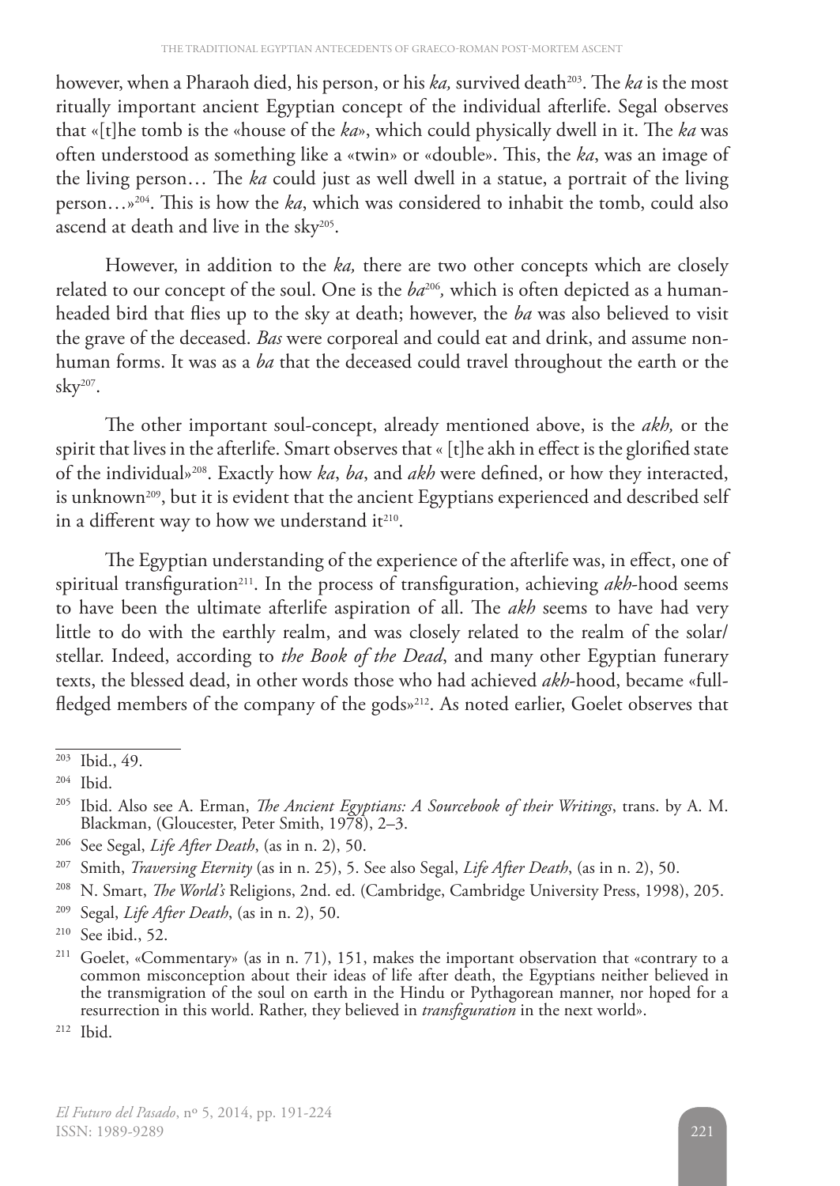however, when a Pharaoh died, his person, or his *ka,* survived death[203]. The *ka* is the most ritually important ancient Egyptian concept of the individual afterlife. Segal observes that «[t]he tomb is the «house of the *ka*», which could physically dwell in it. The *ka* was often understood as something like a «twin» or «double». This, the *ka*, was an image of the living person… The *ka* could just as well dwell in a statue, a portrait of the living person…»[204]. This is how the *ka*, which was considered to inhabit the tomb, could also ascend at death and live in the sky[205].

However, in addition to the *ka,* there are two other concepts which are closely related to our concept of the soul. One is the *ba*[206], which is often depicted as a human-headed bird that flies up to the sky at death; however, the *ba* was also believed to visit the grave of the deceased. *Bas* were corporeal and could eat and drink, and assume non-human forms. It was as a *ba* that the deceased could travel throughout the earth or the sky[207].

The other important soul-concept, already mentioned above, is the *akh,* or the spirit that lives in the afterlife. Smart observes that « [t]he akh in effect is the glorified state of the individual»[208]. Exactly how *ka*, *ba*, and *akh* were defined, or how they interacted, is unknown[209], but it is evident that the ancient Egyptians experienced and described self in a different way to how we understand it[210].

The Egyptian understanding of the experience of the afterlife was, in effect, one of spiritual transfiguration[211]. In the process of transfiguration, achieving *akh*-hood seems to have been the ultimate afterlife aspiration of all. The *akh* seems to have had very little to do with the earthly realm, and was closely related to the realm of the solar/ stellar. Indeed, according to *the Book of the Dead*, and many other Egyptian funerary texts, the blessed dead, in other words those who had achieved *akh*-hood, became «full-fledged members of the company of the gods»[212]. As noted earlier, Goelet observes that

---

[203] Ibid., 49.

[204] Ibid.

[205] Ibid. Also see A. Erman, *The Ancient Egyptians: A Sourcebook of their Writings*, trans. by A. M. Blackman, (Gloucester, Peter Smith, 1978), 2–3.

[206] See Segal, *Life After Death*, (as in n. 2), 50.

[207] Smith, *Traversing Eternity* (as in n. 25), 5. See also Segal, *Life After Death*, (as in n. 2), 50.

[208] N. Smart, *The World's* Religions, 2nd. ed. (Cambridge, Cambridge University Press, 1998), 205.

[209] Segal, *Life After Death*, (as in n. 2), 50.

[210] See ibid., 52.

[211] Goelet, «Commentary» (as in n. 71), 151, makes the important observation that «contrary to a common misconception about their ideas of life after death, the Egyptians neither believed in the transmigration of the soul on earth in the Hindu or Pythagorean manner, nor hoped for a resurrection in this world. Rather, they believed in *transfiguration* in the next world».

[212] Ibid.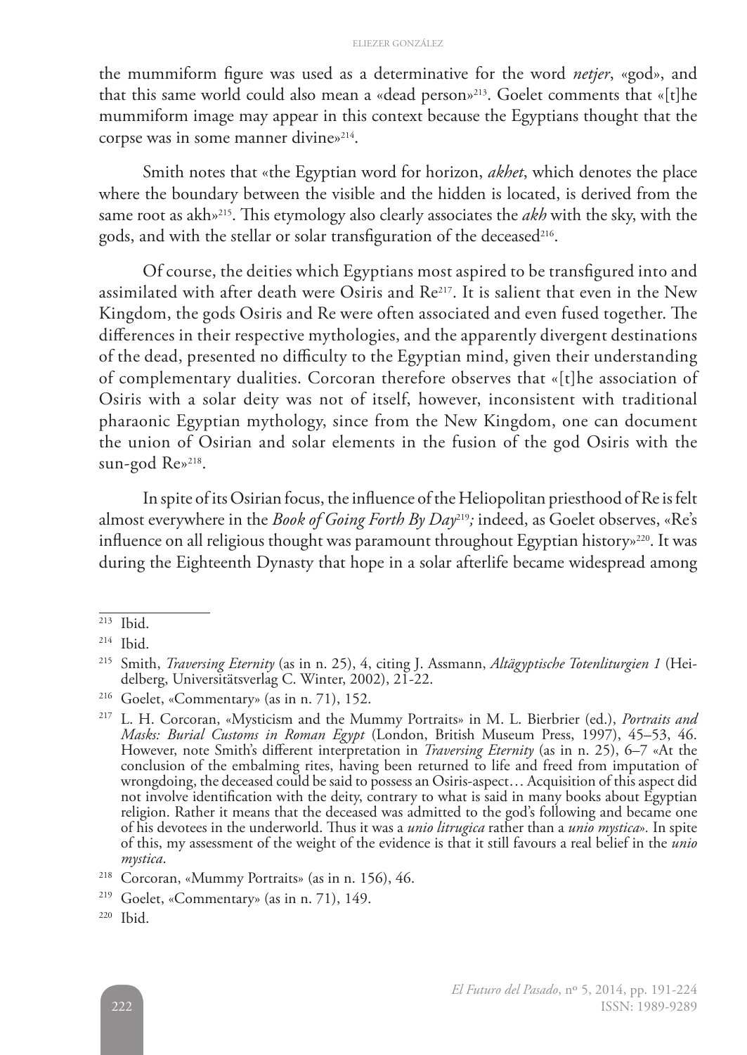the mummiform figure was used as a determinative for the word *netjer*, «god», and that this same world could also mean a «dead person»[213]. Goelet comments that «[t]he mummiform image may appear in this context because the Egyptians thought that the corpse was in some manner divine»[214].

Smith notes that «the Egyptian word for horizon, *akhet*, which denotes the place where the boundary between the visible and the hidden is located, is derived from the same root as akh»[215]. This etymology also clearly associates the *akh* with the sky, with the gods, and with the stellar or solar transfiguration of the deceased[216].

Of course, the deities which Egyptians most aspired to be transfigured into and assimilated with after death were Osiris and Re[217]. It is salient that even in the New Kingdom, the gods Osiris and Re were often associated and even fused together. The differences in their respective mythologies, and the apparently divergent destinations of the dead, presented no difficulty to the Egyptian mind, given their understanding of complementary dualities. Corcoran therefore observes that «[t]he association of Osiris with a solar deity was not of itself, however, inconsistent with traditional pharaonic Egyptian mythology, since from the New Kingdom, one can document the union of Osirian and solar elements in the fusion of the god Osiris with the sun-god Re»[218].

In spite of its Osirian focus, the influence of the Heliopolitan priesthood of Re is felt almost everywhere in the *Book of Going Forth By Day*[219]*;* indeed, as Goelet observes, «Re's influence on all religious thought was paramount throughout Egyptian history»[220]. It was during the Eighteenth Dynasty that hope in a solar afterlife became widespread among

---

[213] Ibid.

[214] Ibid.

[215] Smith, *Traversing Eternity* (as in n. 25), 4, citing J. Assmann, *Altägyptische Totenliturgien 1* (Heidelberg, Universitätsverlag C. Winter, 2002), 21-22.

[216] Goelet, «Commentary» (as in n. 71), 152.

[217] L. H. Corcoran, «Mysticism and the Mummy Portraits» in M. L. Bierbrier (ed.), *Portraits and Masks: Burial Customs in Roman Egypt* (London, British Museum Press, 1997), 45–53, 46. However, note Smith's different interpretation in *Traversing Eternity* (as in n. 25), 6–7 «At the conclusion of the embalming rites, having been returned to life and freed from imputation of wrongdoing, the deceased could be said to possess an Osiris-aspect… Acquisition of this aspect did not involve identification with the deity, contrary to what is said in many books about Egyptian religion. Rather it means that the deceased was admitted to the god's following and became one of his devotees in the underworld. Thus it was a *unio litrugica* rather than a *unio mystica*». In spite of this, my assessment of the weight of the evidence is that it still favours a real belief in the *unio mystica*.

[218] Corcoran, «Mummy Portraits» (as in n. 156), 46.

[219] Goelet, «Commentary» (as in n. 71), 149.

[220] Ibid.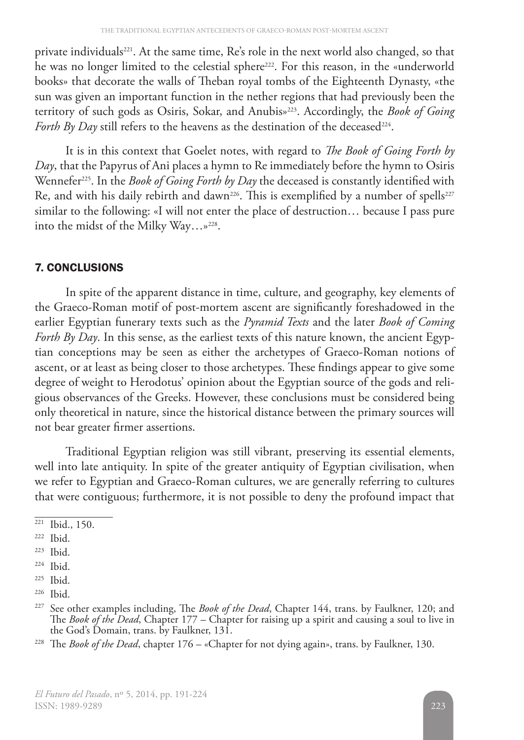private individuals[221]. At the same time, Re's role in the next world also changed, so that he was no longer limited to the celestial sphere[222]. For this reason, in the «underworld books» that decorate the walls of Theban royal tombs of the Eighteenth Dynasty, «the sun was given an important function in the nether regions that had previously been the territory of such gods as Osiris, Sokar, and Anubis»[223]. Accordingly, the *Book of Going Forth By Day* still refers to the heavens as the destination of the deceased[224].

It is in this context that Goelet notes, with regard to *The Book of Going Forth by Day*, that the Papyrus of Ani places a hymn to Re immediately before the hymn to Osiris Wennefer[225]. In the *Book of Going Forth by Day* the deceased is constantly identified with Re, and with his daily rebirth and dawn[226]. This is exemplified by a number of spells[227] similar to the following: «I will not enter the place of destruction… because I pass pure into the midst of the Milky Way…»[228].

## 7. CONCLUSIONS

In spite of the apparent distance in time, culture, and geography, key elements of the Graeco-Roman motif of post-mortem ascent are significantly foreshadowed in the earlier Egyptian funerary texts such as the *Pyramid Texts* and the later *Book of Coming Forth By Day*. In this sense, as the earliest texts of this nature known, the ancient Egyptian conceptions may be seen as either the archetypes of Graeco-Roman notions of ascent, or at least as being closer to those archetypes. These findings appear to give some degree of weight to Herodotus' opinion about the Egyptian source of the gods and religious observances of the Greeks. However, these conclusions must be considered being only theoretical in nature, since the historical distance between the primary sources will not bear greater firmer assertions.

Traditional Egyptian religion was still vibrant, preserving its essential elements, well into late antiquity. In spite of the greater antiquity of Egyptian civilisation, when we refer to Egyptian and Graeco-Roman cultures, we are generally referring to cultures that were contiguous; furthermore, it is not possible to deny the profound impact that

---

[221] Ibid., 150.

[222] Ibid.

[223] Ibid.

[224] Ibid.

[225] Ibid.

[226] Ibid.

[227] See other examples including, The *Book of the Dead*, Chapter 144, trans. by Faulkner, 120; and The *Book of the Dead*, Chapter 177 – Chapter for raising up a spirit and causing a soul to live in the God's Domain, trans. by Faulkner, 131.

[228] The *Book of the Dead*, chapter 176 – «Chapter for not dying again», trans. by Faulkner, 130.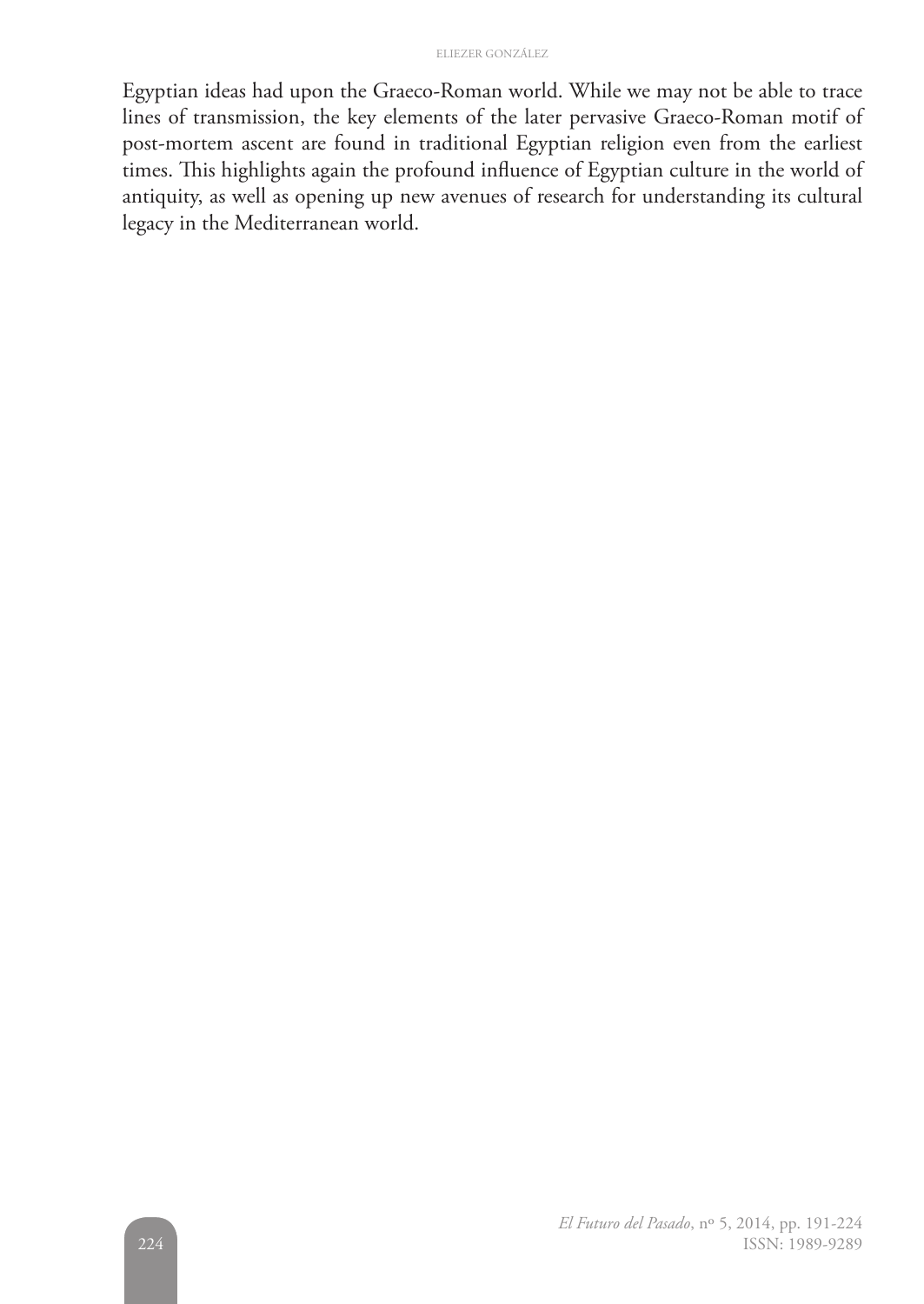Egyptian ideas had upon the Graeco-Roman world. While we may not be able to trace lines of transmission, the key elements of the later pervasive Graeco-Roman motif of post-mortem ascent are found in traditional Egyptian religion even from the earliest times. This highlights again the profound influence of Egyptian culture in the world of antiquity, as well as opening up new avenues of research for understanding its cultural legacy in the Mediterranean world.